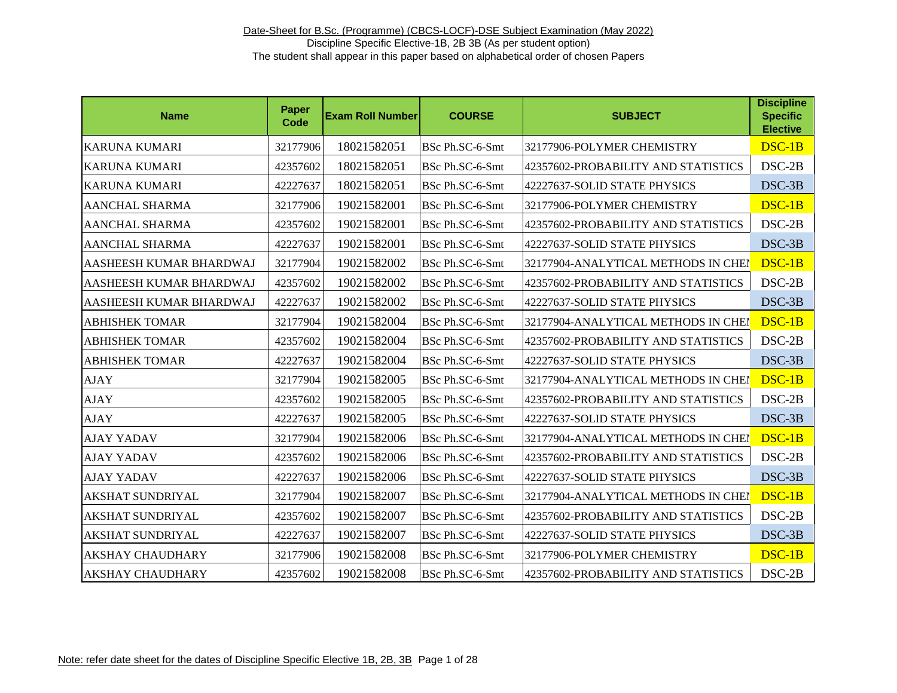Date-Sheet for B.Sc. (Programme) (CBCS-LOCF)-DSE Subject Examination (May 2022)

Discipline Specific Elective-1B, 2B 3B (As per student option)

The student shall appear in this paper based on alphabetical order of chosen Papers

| Name | Paper Code | Exam Roll Number | COURSE | SUBJECT | Discipline Specific Elective |
|---|---|---|---|---|---|
| KARUNA KUMARI | 32177906 | 18021582051 | BSc Ph.SC-6-Smt | 32177906-POLYMER CHEMISTRY | DSC-1B |
| KARUNA KUMARI | 42357602 | 18021582051 | BSc Ph.SC-6-Smt | 42357602-PROBABILITY AND STATISTICS | DSC-2B |
| KARUNA KUMARI | 42227637 | 18021582051 | BSc Ph.SC-6-Smt | 42227637-SOLID STATE PHYSICS | DSC-3B |
| AANCHAL SHARMA | 32177906 | 19021582001 | BSc Ph.SC-6-Smt | 32177906-POLYMER CHEMISTRY | DSC-1B |
| AANCHAL SHARMA | 42357602 | 19021582001 | BSc Ph.SC-6-Smt | 42357602-PROBABILITY AND STATISTICS | DSC-2B |
| AANCHAL SHARMA | 42227637 | 19021582001 | BSc Ph.SC-6-Smt | 42227637-SOLID STATE PHYSICS | DSC-3B |
| AASHEESH KUMAR BHARDWAJ | 32177904 | 19021582002 | BSc Ph.SC-6-Smt | 32177904-ANALYTICAL METHODS IN CHEI | DSC-1B |
| AASHEESH KUMAR BHARDWAJ | 42357602 | 19021582002 | BSc Ph.SC-6-Smt | 42357602-PROBABILITY AND STATISTICS | DSC-2B |
| AASHEESH KUMAR BHARDWAJ | 42227637 | 19021582002 | BSc Ph.SC-6-Smt | 42227637-SOLID STATE PHYSICS | DSC-3B |
| ABHISHEK TOMAR | 32177904 | 19021582004 | BSc Ph.SC-6-Smt | 32177904-ANALYTICAL METHODS IN CHEI | DSC-1B |
| ABHISHEK TOMAR | 42357602 | 19021582004 | BSc Ph.SC-6-Smt | 42357602-PROBABILITY AND STATISTICS | DSC-2B |
| ABHISHEK TOMAR | 42227637 | 19021582004 | BSc Ph.SC-6-Smt | 42227637-SOLID STATE PHYSICS | DSC-3B |
| AJAY | 32177904 | 19021582005 | BSc Ph.SC-6-Smt | 32177904-ANALYTICAL METHODS IN CHEI | DSC-1B |
| AJAY | 42357602 | 19021582005 | BSc Ph.SC-6-Smt | 42357602-PROBABILITY AND STATISTICS | DSC-2B |
| AJAY | 42227637 | 19021582005 | BSc Ph.SC-6-Smt | 42227637-SOLID STATE PHYSICS | DSC-3B |
| AJAY YADAV | 32177904 | 19021582006 | BSc Ph.SC-6-Smt | 32177904-ANALYTICAL METHODS IN CHEI | DSC-1B |
| AJAY YADAV | 42357602 | 19021582006 | BSc Ph.SC-6-Smt | 42357602-PROBABILITY AND STATISTICS | DSC-2B |
| AJAY YADAV | 42227637 | 19021582006 | BSc Ph.SC-6-Smt | 42227637-SOLID STATE PHYSICS | DSC-3B |
| AKSHAT SUNDRIYAL | 32177904 | 19021582007 | BSc Ph.SC-6-Smt | 32177904-ANALYTICAL METHODS IN CHEI | DSC-1B |
| AKSHAT SUNDRIYAL | 42357602 | 19021582007 | BSc Ph.SC-6-Smt | 42357602-PROBABILITY AND STATISTICS | DSC-2B |
| AKSHAT SUNDRIYAL | 42227637 | 19021582007 | BSc Ph.SC-6-Smt | 42227637-SOLID STATE PHYSICS | DSC-3B |
| AKSHAY CHAUDHARY | 32177906 | 19021582008 | BSc Ph.SC-6-Smt | 32177906-POLYMER CHEMISTRY | DSC-1B |
| AKSHAY CHAUDHARY | 42357602 | 19021582008 | BSc Ph.SC-6-Smt | 42357602-PROBABILITY AND STATISTICS | DSC-2B |

Note: refer date sheet for the dates of Discipline Specific Elective 1B, 2B, 3B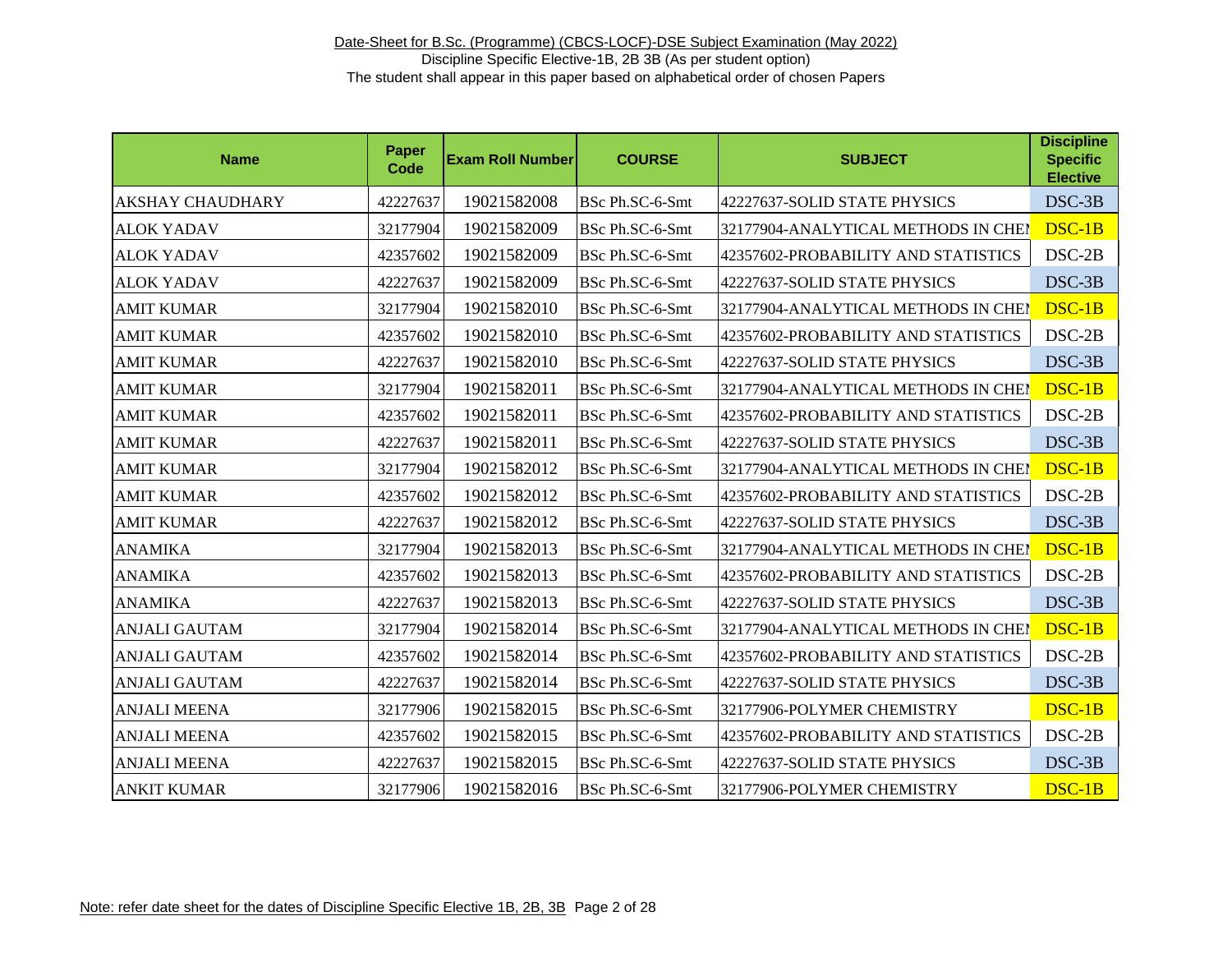Date-Sheet for B.Sc. (Programme) (CBCS-LOCF)-DSE Subject Examination (May 2022)

Discipline Specific Elective-1B, 2B 3B (As per student option)

The student shall appear in this paper based on alphabetical order of chosen Papers

| Name | Paper Code | Exam Roll Number | COURSE | SUBJECT | Discipline Specific Elective |
|---|---|---|---|---|---|
| AKSHAY CHAUDHARY | 42227637 | 19021582008 | BSc Ph.SC-6-Smt | 42227637-SOLID STATE PHYSICS | DSC-3B |
| ALOK YADAV | 32177904 | 19021582009 | BSc Ph.SC-6-Smt | 32177904-ANALYTICAL METHODS IN CHEM | DSC-1B |
| ALOK YADAV | 42357602 | 19021582009 | BSc Ph.SC-6-Smt | 42357602-PROBABILITY AND STATISTICS | DSC-2B |
| ALOK YADAV | 42227637 | 19021582009 | BSc Ph.SC-6-Smt | 42227637-SOLID STATE PHYSICS | DSC-3B |
| AMIT KUMAR | 32177904 | 19021582010 | BSc Ph.SC-6-Smt | 32177904-ANALYTICAL METHODS IN CHEM | DSC-1B |
| AMIT KUMAR | 42357602 | 19021582010 | BSc Ph.SC-6-Smt | 42357602-PROBABILITY AND STATISTICS | DSC-2B |
| AMIT KUMAR | 42227637 | 19021582010 | BSc Ph.SC-6-Smt | 42227637-SOLID STATE PHYSICS | DSC-3B |
| AMIT KUMAR | 32177904 | 19021582011 | BSc Ph.SC-6-Smt | 32177904-ANALYTICAL METHODS IN CHEM | DSC-1B |
| AMIT KUMAR | 42357602 | 19021582011 | BSc Ph.SC-6-Smt | 42357602-PROBABILITY AND STATISTICS | DSC-2B |
| AMIT KUMAR | 42227637 | 19021582011 | BSc Ph.SC-6-Smt | 42227637-SOLID STATE PHYSICS | DSC-3B |
| AMIT KUMAR | 32177904 | 19021582012 | BSc Ph.SC-6-Smt | 32177904-ANALYTICAL METHODS IN CHEM | DSC-1B |
| AMIT KUMAR | 42357602 | 19021582012 | BSc Ph.SC-6-Smt | 42357602-PROBABILITY AND STATISTICS | DSC-2B |
| AMIT KUMAR | 42227637 | 19021582012 | BSc Ph.SC-6-Smt | 42227637-SOLID STATE PHYSICS | DSC-3B |
| ANAMIKA | 32177904 | 19021582013 | BSc Ph.SC-6-Smt | 32177904-ANALYTICAL METHODS IN CHEM | DSC-1B |
| ANAMIKA | 42357602 | 19021582013 | BSc Ph.SC-6-Smt | 42357602-PROBABILITY AND STATISTICS | DSC-2B |
| ANAMIKA | 42227637 | 19021582013 | BSc Ph.SC-6-Smt | 42227637-SOLID STATE PHYSICS | DSC-3B |
| ANJALI GAUTAM | 32177904 | 19021582014 | BSc Ph.SC-6-Smt | 32177904-ANALYTICAL METHODS IN CHEM | DSC-1B |
| ANJALI GAUTAM | 42357602 | 19021582014 | BSc Ph.SC-6-Smt | 42357602-PROBABILITY AND STATISTICS | DSC-2B |
| ANJALI GAUTAM | 42227637 | 19021582014 | BSc Ph.SC-6-Smt | 42227637-SOLID STATE PHYSICS | DSC-3B |
| ANJALI MEENA | 32177906 | 19021582015 | BSc Ph.SC-6-Smt | 32177906-POLYMER CHEMISTRY | DSC-1B |
| ANJALI MEENA | 42357602 | 19021582015 | BSc Ph.SC-6-Smt | 42357602-PROBABILITY AND STATISTICS | DSC-2B |
| ANJALI MEENA | 42227637 | 19021582015 | BSc Ph.SC-6-Smt | 42227637-SOLID STATE PHYSICS | DSC-3B |
| ANKIT KUMAR | 32177906 | 19021582016 | BSc Ph.SC-6-Smt | 32177906-POLYMER CHEMISTRY | DSC-1B |

Note: refer date sheet for the dates of Discipline Specific Elective 1B, 2B, 3B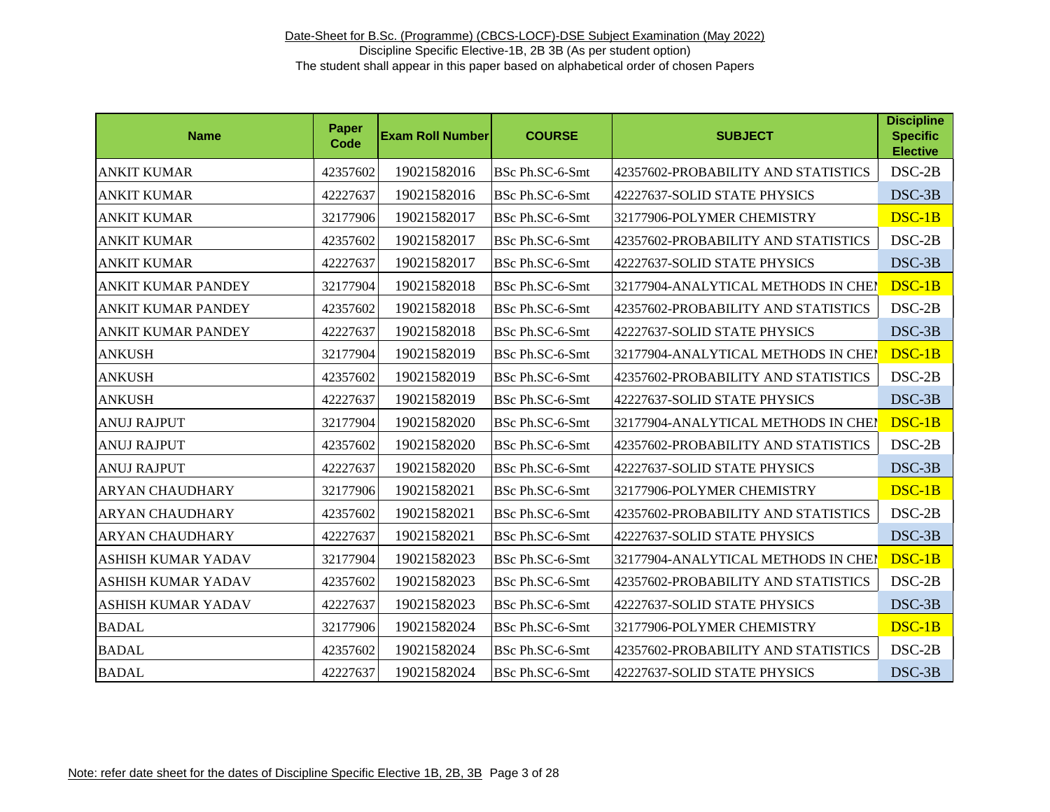Date-Sheet for B.Sc. (Programme) (CBCS-LOCF)-DSE Subject Examination (May 2022)

Discipline Specific Elective-1B, 2B 3B (As per student option)

The student shall appear in this paper based on alphabetical order of chosen Papers

| Name | Paper Code | Exam Roll Number | COURSE | SUBJECT | Discipline Specific Elective |
|---|---|---|---|---|---|
| ANKIT KUMAR | 42357602 | 19021582016 | BSc Ph.SC-6-Smt | 42357602-PROBABILITY AND STATISTICS | DSC-2B |
| ANKIT KUMAR | 42227637 | 19021582016 | BSc Ph.SC-6-Smt | 42227637-SOLID STATE PHYSICS | DSC-3B |
| ANKIT KUMAR | 32177906 | 19021582017 | BSc Ph.SC-6-Smt | 32177906-POLYMER CHEMISTRY | DSC-1B |
| ANKIT KUMAR | 42357602 | 19021582017 | BSc Ph.SC-6-Smt | 42357602-PROBABILITY AND STATISTICS | DSC-2B |
| ANKIT KUMAR | 42227637 | 19021582017 | BSc Ph.SC-6-Smt | 42227637-SOLID STATE PHYSICS | DSC-3B |
| ANKIT KUMAR PANDEY | 32177904 | 19021582018 | BSc Ph.SC-6-Smt | 32177904-ANALYTICAL METHODS IN CHEI | DSC-1B |
| ANKIT KUMAR PANDEY | 42357602 | 19021582018 | BSc Ph.SC-6-Smt | 42357602-PROBABILITY AND STATISTICS | DSC-2B |
| ANKIT KUMAR PANDEY | 42227637 | 19021582018 | BSc Ph.SC-6-Smt | 42227637-SOLID STATE PHYSICS | DSC-3B |
| ANKUSH | 32177904 | 19021582019 | BSc Ph.SC-6-Smt | 32177904-ANALYTICAL METHODS IN CHEI | DSC-1B |
| ANKUSH | 42357602 | 19021582019 | BSc Ph.SC-6-Smt | 42357602-PROBABILITY AND STATISTICS | DSC-2B |
| ANKUSH | 42227637 | 19021582019 | BSc Ph.SC-6-Smt | 42227637-SOLID STATE PHYSICS | DSC-3B |
| ANUJ RAJPUT | 32177904 | 19021582020 | BSc Ph.SC-6-Smt | 32177904-ANALYTICAL METHODS IN CHEI | DSC-1B |
| ANUJ RAJPUT | 42357602 | 19021582020 | BSc Ph.SC-6-Smt | 42357602-PROBABILITY AND STATISTICS | DSC-2B |
| ANUJ RAJPUT | 42227637 | 19021582020 | BSc Ph.SC-6-Smt | 42227637-SOLID STATE PHYSICS | DSC-3B |
| ARYAN CHAUDHARY | 32177906 | 19021582021 | BSc Ph.SC-6-Smt | 32177906-POLYMER CHEMISTRY | DSC-1B |
| ARYAN CHAUDHARY | 42357602 | 19021582021 | BSc Ph.SC-6-Smt | 42357602-PROBABILITY AND STATISTICS | DSC-2B |
| ARYAN CHAUDHARY | 42227637 | 19021582021 | BSc Ph.SC-6-Smt | 42227637-SOLID STATE PHYSICS | DSC-3B |
| ASHISH KUMAR YADAV | 32177904 | 19021582023 | BSc Ph.SC-6-Smt | 32177904-ANALYTICAL METHODS IN CHEI | DSC-1B |
| ASHISH KUMAR YADAV | 42357602 | 19021582023 | BSc Ph.SC-6-Smt | 42357602-PROBABILITY AND STATISTICS | DSC-2B |
| ASHISH KUMAR YADAV | 42227637 | 19021582023 | BSc Ph.SC-6-Smt | 42227637-SOLID STATE PHYSICS | DSC-3B |
| BADAL | 32177906 | 19021582024 | BSc Ph.SC-6-Smt | 32177906-POLYMER CHEMISTRY | DSC-1B |
| BADAL | 42357602 | 19021582024 | BSc Ph.SC-6-Smt | 42357602-PROBABILITY AND STATISTICS | DSC-2B |
| BADAL | 42227637 | 19021582024 | BSc Ph.SC-6-Smt | 42227637-SOLID STATE PHYSICS | DSC-3B |

Note: refer date sheet for the dates of Discipline Specific Elective 1B, 2B, 3B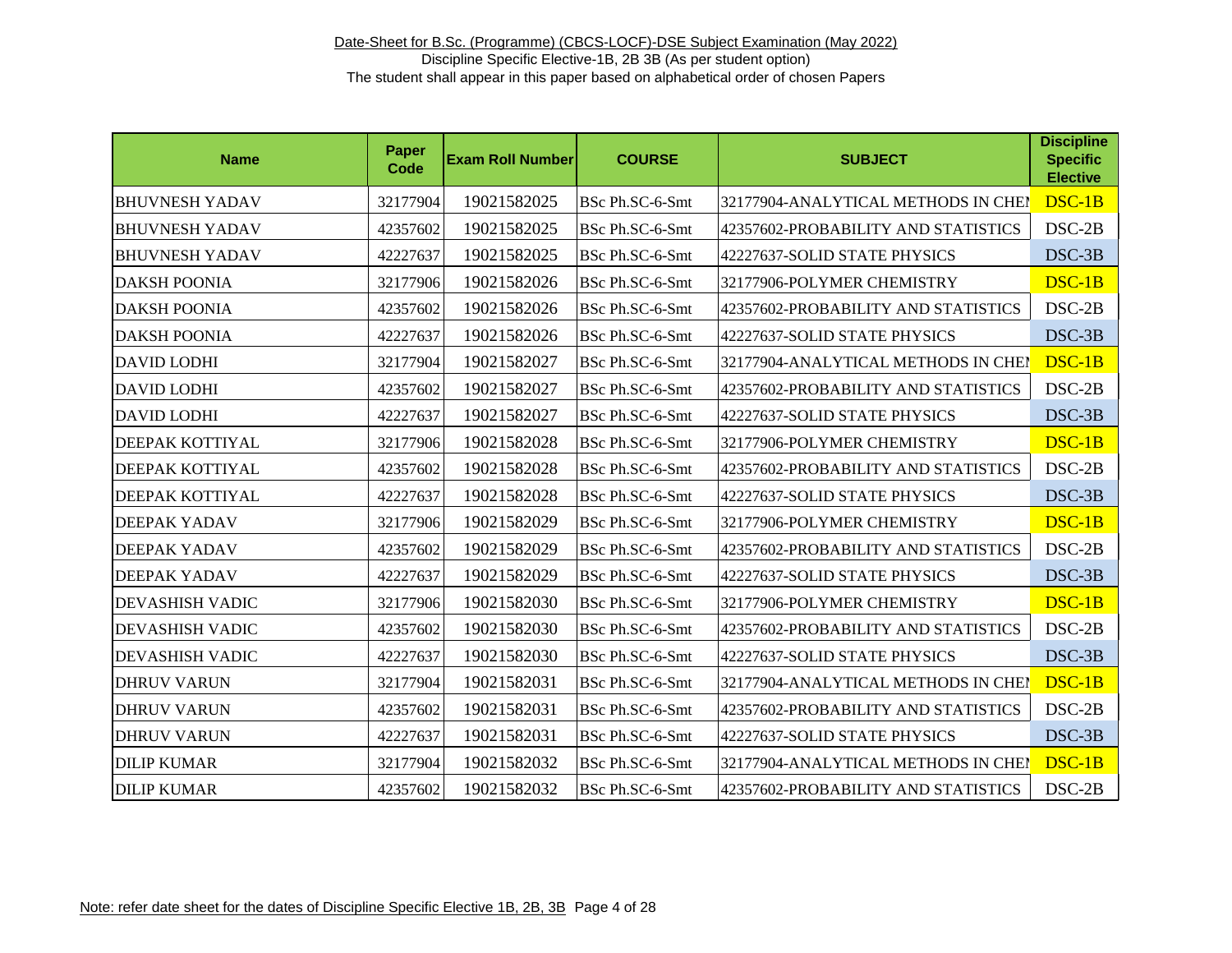Date-Sheet for B.Sc. (Programme) (CBCS-LOCF)-DSE Subject Examination (May 2022)

Discipline Specific Elective-1B, 2B 3B (As per student option)

The student shall appear in this paper based on alphabetical order of chosen Papers

| Name | Paper Code | Exam Roll Number | COURSE | SUBJECT | Discipline Specific Elective |
|---|---|---|---|---|---|
| BHUVNESH YADAV | 32177904 | 19021582025 | BSc Ph.SC-6-Smt | 32177904-ANALYTICAL METHODS IN CHEI | DSC-1B |
| BHUVNESH YADAV | 42357602 | 19021582025 | BSc Ph.SC-6-Smt | 42357602-PROBABILITY AND STATISTICS | DSC-2B |
| BHUVNESH YADAV | 42227637 | 19021582025 | BSc Ph.SC-6-Smt | 42227637-SOLID STATE PHYSICS | DSC-3B |
| DAKSH POONIA | 32177906 | 19021582026 | BSc Ph.SC-6-Smt | 32177906-POLYMER CHEMISTRY | DSC-1B |
| DAKSH POONIA | 42357602 | 19021582026 | BSc Ph.SC-6-Smt | 42357602-PROBABILITY AND STATISTICS | DSC-2B |
| DAKSH POONIA | 42227637 | 19021582026 | BSc Ph.SC-6-Smt | 42227637-SOLID STATE PHYSICS | DSC-3B |
| DAVID LODHI | 32177904 | 19021582027 | BSc Ph.SC-6-Smt | 32177904-ANALYTICAL METHODS IN CHEI | DSC-1B |
| DAVID LODHI | 42357602 | 19021582027 | BSc Ph.SC-6-Smt | 42357602-PROBABILITY AND STATISTICS | DSC-2B |
| DAVID LODHI | 42227637 | 19021582027 | BSc Ph.SC-6-Smt | 42227637-SOLID STATE PHYSICS | DSC-3B |
| DEEPAK KOTTIYAL | 32177906 | 19021582028 | BSc Ph.SC-6-Smt | 32177906-POLYMER CHEMISTRY | DSC-1B |
| DEEPAK KOTTIYAL | 42357602 | 19021582028 | BSc Ph.SC-6-Smt | 42357602-PROBABILITY AND STATISTICS | DSC-2B |
| DEEPAK KOTTIYAL | 42227637 | 19021582028 | BSc Ph.SC-6-Smt | 42227637-SOLID STATE PHYSICS | DSC-3B |
| DEEPAK YADAV | 32177906 | 19021582029 | BSc Ph.SC-6-Smt | 32177906-POLYMER CHEMISTRY | DSC-1B |
| DEEPAK YADAV | 42357602 | 19021582029 | BSc Ph.SC-6-Smt | 42357602-PROBABILITY AND STATISTICS | DSC-2B |
| DEEPAK YADAV | 42227637 | 19021582029 | BSc Ph.SC-6-Smt | 42227637-SOLID STATE PHYSICS | DSC-3B |
| DEVASHISH VADIC | 32177906 | 19021582030 | BSc Ph.SC-6-Smt | 32177906-POLYMER CHEMISTRY | DSC-1B |
| DEVASHISH VADIC | 42357602 | 19021582030 | BSc Ph.SC-6-Smt | 42357602-PROBABILITY AND STATISTICS | DSC-2B |
| DEVASHISH VADIC | 42227637 | 19021582030 | BSc Ph.SC-6-Smt | 42227637-SOLID STATE PHYSICS | DSC-3B |
| DHRUV VARUN | 32177904 | 19021582031 | BSc Ph.SC-6-Smt | 32177904-ANALYTICAL METHODS IN CHEI | DSC-1B |
| DHRUV VARUN | 42357602 | 19021582031 | BSc Ph.SC-6-Smt | 42357602-PROBABILITY AND STATISTICS | DSC-2B |
| DHRUV VARUN | 42227637 | 19021582031 | BSc Ph.SC-6-Smt | 42227637-SOLID STATE PHYSICS | DSC-3B |
| DILIP KUMAR | 32177904 | 19021582032 | BSc Ph.SC-6-Smt | 32177904-ANALYTICAL METHODS IN CHEI | DSC-1B |
| DILIP KUMAR | 42357602 | 19021582032 | BSc Ph.SC-6-Smt | 42357602-PROBABILITY AND STATISTICS | DSC-2B |

Note: refer date sheet for the dates of Discipline Specific Elective 1B, 2B, 3B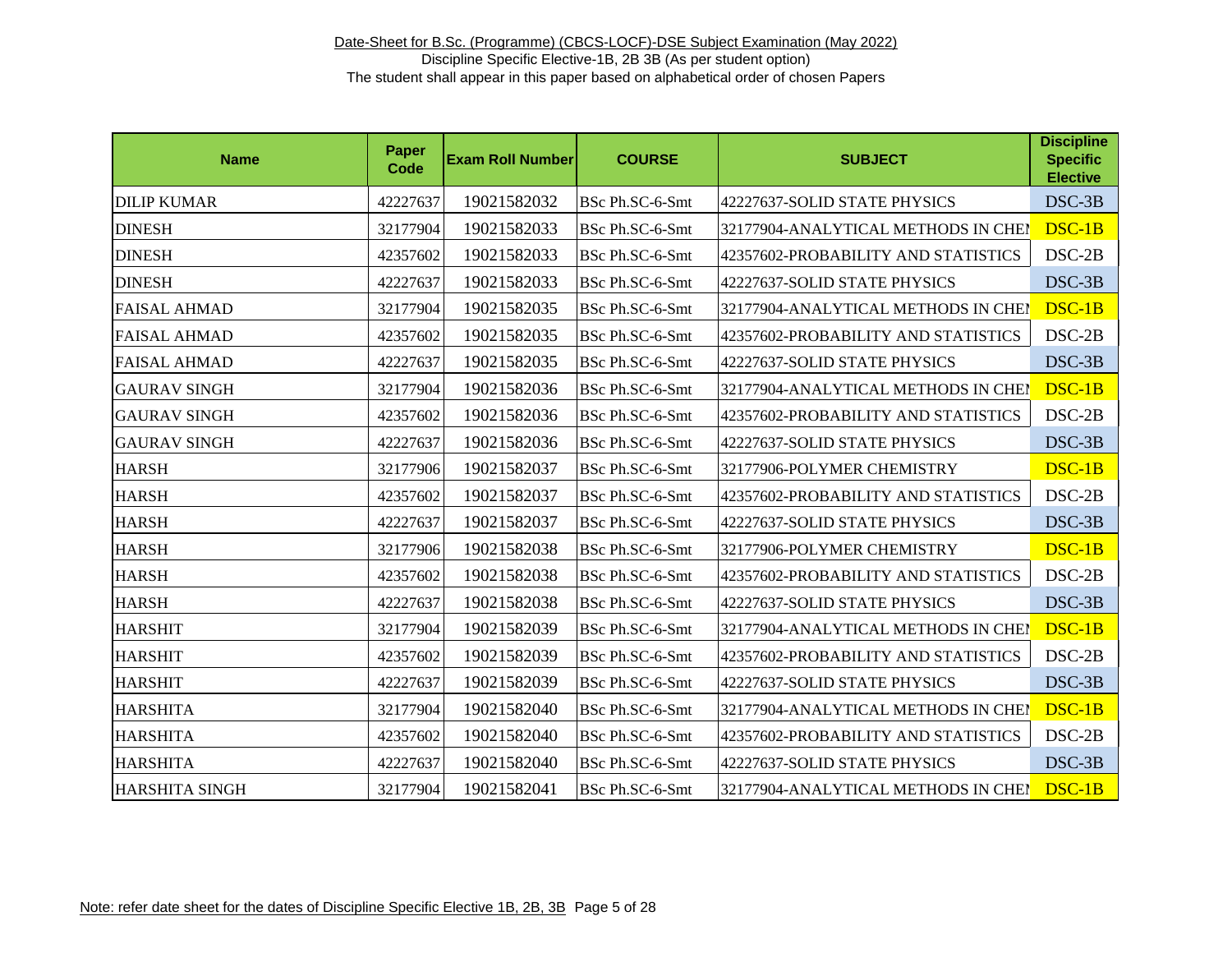Date-Sheet for B.Sc. (Programme) (CBCS-LOCF)-DSE Subject Examination (May 2022)

Discipline Specific Elective-1B, 2B 3B (As per student option)

The student shall appear in this paper based on alphabetical order of chosen Papers

| Name | Paper Code | Exam Roll Number | COURSE | SUBJECT | Discipline Specific Elective |
|---|---|---|---|---|---|
| DILIP KUMAR | 42227637 | 19021582032 | BSc Ph.SC-6-Smt | 42227637-SOLID STATE PHYSICS | DSC-3B |
| DINESH | 32177904 | 19021582033 | BSc Ph.SC-6-Smt | 32177904-ANALYTICAL METHODS IN CHEM | DSC-1B |
| DINESH | 42357602 | 19021582033 | BSc Ph.SC-6-Smt | 42357602-PROBABILITY AND STATISTICS | DSC-2B |
| DINESH | 42227637 | 19021582033 | BSc Ph.SC-6-Smt | 42227637-SOLID STATE PHYSICS | DSC-3B |
| FAISAL AHMAD | 32177904 | 19021582035 | BSc Ph.SC-6-Smt | 32177904-ANALYTICAL METHODS IN CHEM | DSC-1B |
| FAISAL AHMAD | 42357602 | 19021582035 | BSc Ph.SC-6-Smt | 42357602-PROBABILITY AND STATISTICS | DSC-2B |
| FAISAL AHMAD | 42227637 | 19021582035 | BSc Ph.SC-6-Smt | 42227637-SOLID STATE PHYSICS | DSC-3B |
| GAURAV SINGH | 32177904 | 19021582036 | BSc Ph.SC-6-Smt | 32177904-ANALYTICAL METHODS IN CHEM | DSC-1B |
| GAURAV SINGH | 42357602 | 19021582036 | BSc Ph.SC-6-Smt | 42357602-PROBABILITY AND STATISTICS | DSC-2B |
| GAURAV SINGH | 42227637 | 19021582036 | BSc Ph.SC-6-Smt | 42227637-SOLID STATE PHYSICS | DSC-3B |
| HARSH | 32177906 | 19021582037 | BSc Ph.SC-6-Smt | 32177906-POLYMER CHEMISTRY | DSC-1B |
| HARSH | 42357602 | 19021582037 | BSc Ph.SC-6-Smt | 42357602-PROBABILITY AND STATISTICS | DSC-2B |
| HARSH | 42227637 | 19021582037 | BSc Ph.SC-6-Smt | 42227637-SOLID STATE PHYSICS | DSC-3B |
| HARSH | 32177906 | 19021582038 | BSc Ph.SC-6-Smt | 32177906-POLYMER CHEMISTRY | DSC-1B |
| HARSH | 42357602 | 19021582038 | BSc Ph.SC-6-Smt | 42357602-PROBABILITY AND STATISTICS | DSC-2B |
| HARSH | 42227637 | 19021582038 | BSc Ph.SC-6-Smt | 42227637-SOLID STATE PHYSICS | DSC-3B |
| HARSHIT | 32177904 | 19021582039 | BSc Ph.SC-6-Smt | 32177904-ANALYTICAL METHODS IN CHEM | DSC-1B |
| HARSHIT | 42357602 | 19021582039 | BSc Ph.SC-6-Smt | 42357602-PROBABILITY AND STATISTICS | DSC-2B |
| HARSHIT | 42227637 | 19021582039 | BSc Ph.SC-6-Smt | 42227637-SOLID STATE PHYSICS | DSC-3B |
| HARSHITA | 32177904 | 19021582040 | BSc Ph.SC-6-Smt | 32177904-ANALYTICAL METHODS IN CHEM | DSC-1B |
| HARSHITA | 42357602 | 19021582040 | BSc Ph.SC-6-Smt | 42357602-PROBABILITY AND STATISTICS | DSC-2B |
| HARSHITA | 42227637 | 19021582040 | BSc Ph.SC-6-Smt | 42227637-SOLID STATE PHYSICS | DSC-3B |
| HARSHITA SINGH | 32177904 | 19021582041 | BSc Ph.SC-6-Smt | 32177904-ANALYTICAL METHODS IN CHEM | DSC-1B |

Note: refer date sheet for the dates of Discipline Specific Elective 1B, 2B, 3B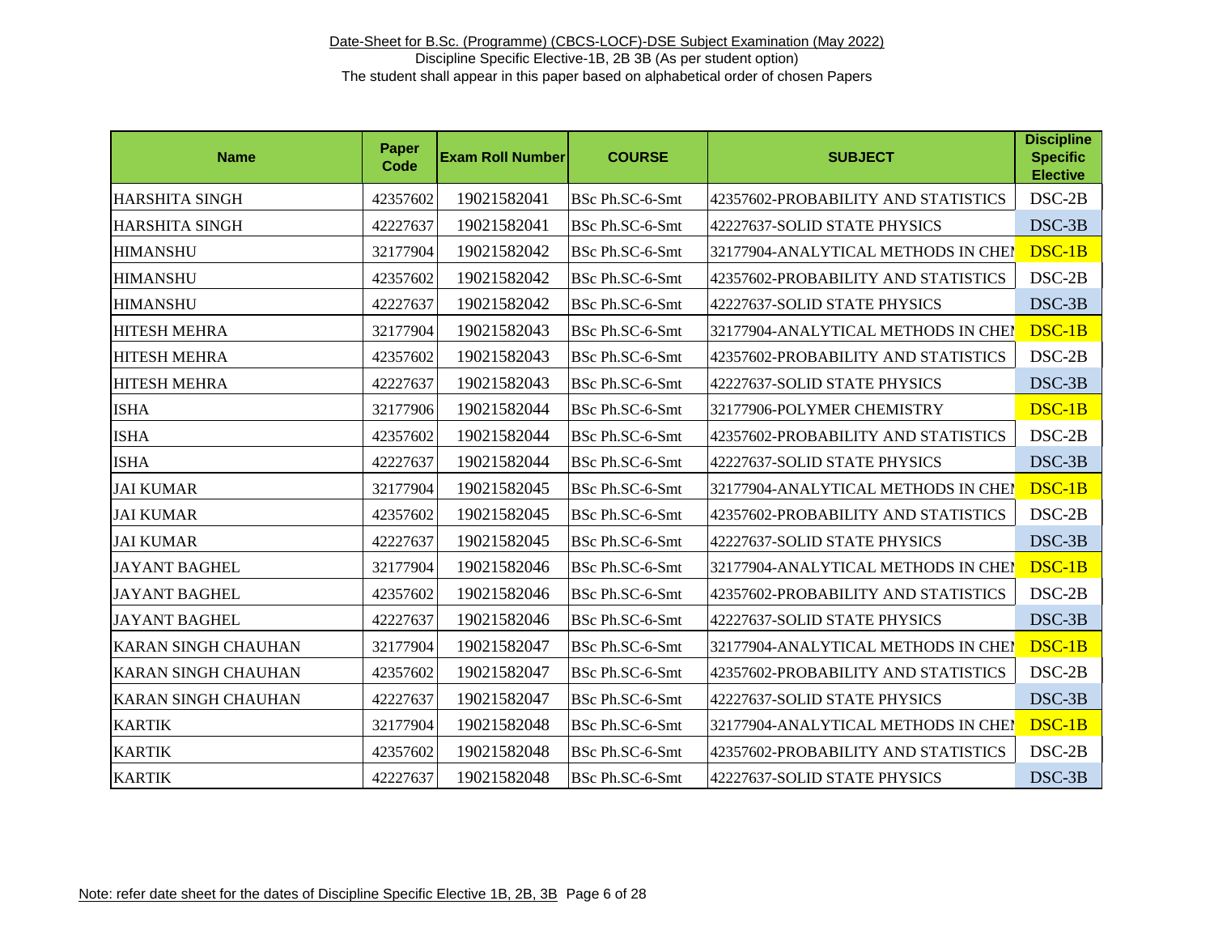Date-Sheet for B.Sc. (Programme) (CBCS-LOCF)-DSE Subject Examination (May 2022)

Discipline Specific Elective-1B, 2B 3B (As per student option)

The student shall appear in this paper based on alphabetical order of chosen Papers

| Name | Paper Code | Exam Roll Number | COURSE | SUBJECT | Discipline Specific Elective |
|---|---|---|---|---|---|
| HARSHITA SINGH | 42357602 | 19021582041 | BSc Ph.SC-6-Smt | 42357602-PROBABILITY AND STATISTICS | DSC-2B |
| HARSHITA SINGH | 42227637 | 19021582041 | BSc Ph.SC-6-Smt | 42227637-SOLID STATE PHYSICS | DSC-3B |
| HIMANSHU | 32177904 | 19021582042 | BSc Ph.SC-6-Smt | 32177904-ANALYTICAL METHODS IN CHEM | DSC-1B |
| HIMANSHU | 42357602 | 19021582042 | BSc Ph.SC-6-Smt | 42357602-PROBABILITY AND STATISTICS | DSC-2B |
| HIMANSHU | 42227637 | 19021582042 | BSc Ph.SC-6-Smt | 42227637-SOLID STATE PHYSICS | DSC-3B |
| HITESH MEHRA | 32177904 | 19021582043 | BSc Ph.SC-6-Smt | 32177904-ANALYTICAL METHODS IN CHEM | DSC-1B |
| HITESH MEHRA | 42357602 | 19021582043 | BSc Ph.SC-6-Smt | 42357602-PROBABILITY AND STATISTICS | DSC-2B |
| HITESH MEHRA | 42227637 | 19021582043 | BSc Ph.SC-6-Smt | 42227637-SOLID STATE PHYSICS | DSC-3B |
| ISHA | 32177906 | 19021582044 | BSc Ph.SC-6-Smt | 32177906-POLYMER CHEMISTRY | DSC-1B |
| ISHA | 42357602 | 19021582044 | BSc Ph.SC-6-Smt | 42357602-PROBABILITY AND STATISTICS | DSC-2B |
| ISHA | 42227637 | 19021582044 | BSc Ph.SC-6-Smt | 42227637-SOLID STATE PHYSICS | DSC-3B |
| JAI KUMAR | 32177904 | 19021582045 | BSc Ph.SC-6-Smt | 32177904-ANALYTICAL METHODS IN CHEM | DSC-1B |
| JAI KUMAR | 42357602 | 19021582045 | BSc Ph.SC-6-Smt | 42357602-PROBABILITY AND STATISTICS | DSC-2B |
| JAI KUMAR | 42227637 | 19021582045 | BSc Ph.SC-6-Smt | 42227637-SOLID STATE PHYSICS | DSC-3B |
| JAYANT BAGHEL | 32177904 | 19021582046 | BSc Ph.SC-6-Smt | 32177904-ANALYTICAL METHODS IN CHEM | DSC-1B |
| JAYANT BAGHEL | 42357602 | 19021582046 | BSc Ph.SC-6-Smt | 42357602-PROBABILITY AND STATISTICS | DSC-2B |
| JAYANT BAGHEL | 42227637 | 19021582046 | BSc Ph.SC-6-Smt | 42227637-SOLID STATE PHYSICS | DSC-3B |
| KARAN SINGH CHAUHAN | 32177904 | 19021582047 | BSc Ph.SC-6-Smt | 32177904-ANALYTICAL METHODS IN CHEM | DSC-1B |
| KARAN SINGH CHAUHAN | 42357602 | 19021582047 | BSc Ph.SC-6-Smt | 42357602-PROBABILITY AND STATISTICS | DSC-2B |
| KARAN SINGH CHAUHAN | 42227637 | 19021582047 | BSc Ph.SC-6-Smt | 42227637-SOLID STATE PHYSICS | DSC-3B |
| KARTIK | 32177904 | 19021582048 | BSc Ph.SC-6-Smt | 32177904-ANALYTICAL METHODS IN CHEM | DSC-1B |
| KARTIK | 42357602 | 19021582048 | BSc Ph.SC-6-Smt | 42357602-PROBABILITY AND STATISTICS | DSC-2B |
| KARTIK | 42227637 | 19021582048 | BSc Ph.SC-6-Smt | 42227637-SOLID STATE PHYSICS | DSC-3B |

Note: refer date sheet for the dates of Discipline Specific Elective 1B, 2B, 3B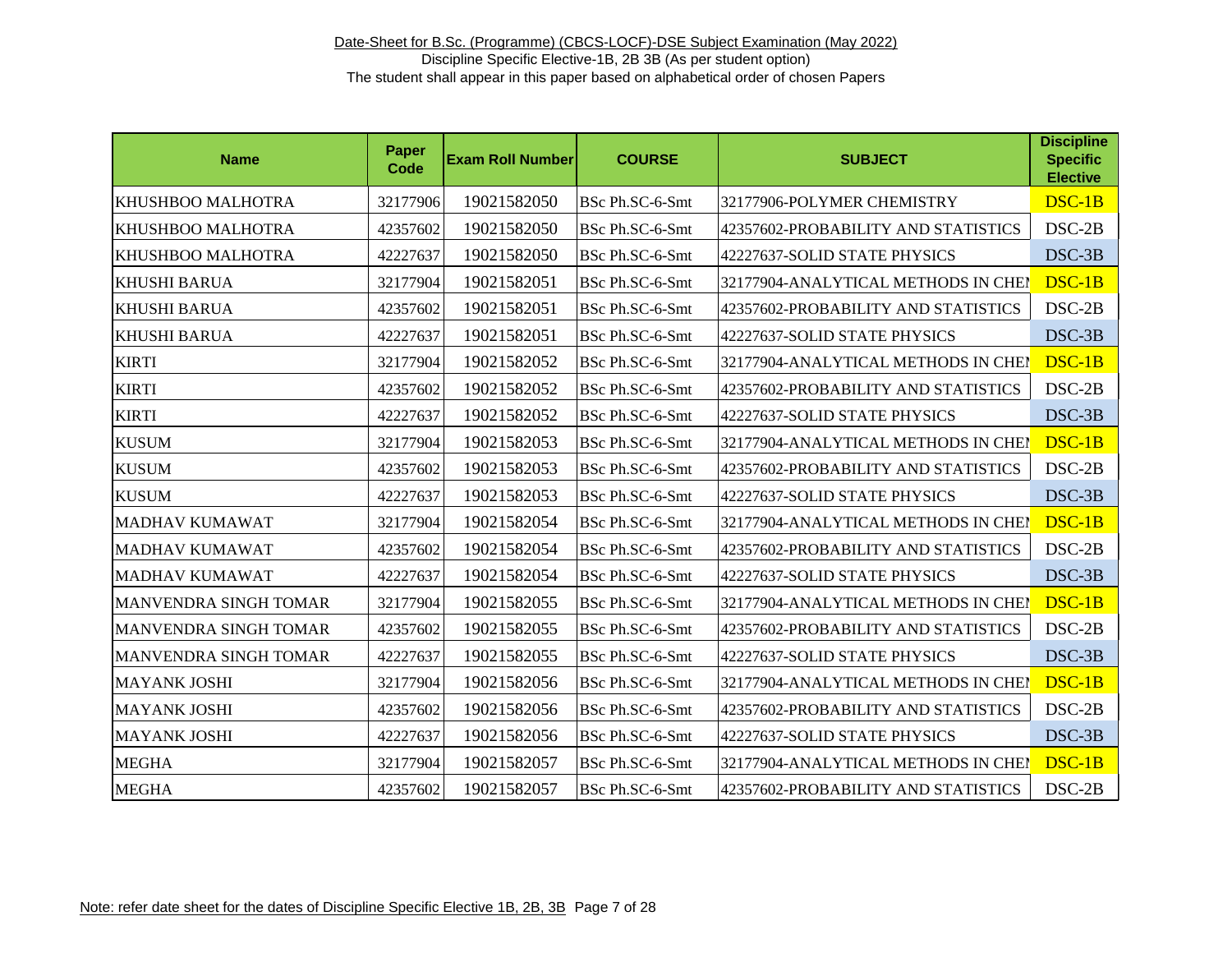Date-Sheet for B.Sc. (Programme) (CBCS-LOCF)-DSE Subject Examination (May 2022)

Discipline Specific Elective-1B, 2B 3B (As per student option)

The student shall appear in this paper based on alphabetical order of chosen Papers

| Name | Paper Code | Exam Roll Number | COURSE | SUBJECT | Discipline Specific Elective |
|---|---|---|---|---|---|
| KHUSHBOO MALHOTRA | 32177906 | 19021582050 | BSc Ph.SC-6-Smt | 32177906-POLYMER CHEMISTRY | DSC-1B |
| KHUSHBOO MALHOTRA | 42357602 | 19021582050 | BSc Ph.SC-6-Smt | 42357602-PROBABILITY AND STATISTICS | DSC-2B |
| KHUSHBOO MALHOTRA | 42227637 | 19021582050 | BSc Ph.SC-6-Smt | 42227637-SOLID STATE PHYSICS | DSC-3B |
| KHUSHI BARUA | 32177904 | 19021582051 | BSc Ph.SC-6-Smt | 32177904-ANALYTICAL METHODS IN CHEM | DSC-1B |
| KHUSHI BARUA | 42357602 | 19021582051 | BSc Ph.SC-6-Smt | 42357602-PROBABILITY AND STATISTICS | DSC-2B |
| KHUSHI BARUA | 42227637 | 19021582051 | BSc Ph.SC-6-Smt | 42227637-SOLID STATE PHYSICS | DSC-3B |
| KIRTI | 32177904 | 19021582052 | BSc Ph.SC-6-Smt | 32177904-ANALYTICAL METHODS IN CHEM | DSC-1B |
| KIRTI | 42357602 | 19021582052 | BSc Ph.SC-6-Smt | 42357602-PROBABILITY AND STATISTICS | DSC-2B |
| KIRTI | 42227637 | 19021582052 | BSc Ph.SC-6-Smt | 42227637-SOLID STATE PHYSICS | DSC-3B |
| KUSUM | 32177904 | 19021582053 | BSc Ph.SC-6-Smt | 32177904-ANALYTICAL METHODS IN CHEM | DSC-1B |
| KUSUM | 42357602 | 19021582053 | BSc Ph.SC-6-Smt | 42357602-PROBABILITY AND STATISTICS | DSC-2B |
| KUSUM | 42227637 | 19021582053 | BSc Ph.SC-6-Smt | 42227637-SOLID STATE PHYSICS | DSC-3B |
| MADHAV KUMAWAT | 32177904 | 19021582054 | BSc Ph.SC-6-Smt | 32177904-ANALYTICAL METHODS IN CHEM | DSC-1B |
| MADHAV KUMAWAT | 42357602 | 19021582054 | BSc Ph.SC-6-Smt | 42357602-PROBABILITY AND STATISTICS | DSC-2B |
| MADHAV KUMAWAT | 42227637 | 19021582054 | BSc Ph.SC-6-Smt | 42227637-SOLID STATE PHYSICS | DSC-3B |
| MANVENDRA SINGH TOMAR | 32177904 | 19021582055 | BSc Ph.SC-6-Smt | 32177904-ANALYTICAL METHODS IN CHEM | DSC-1B |
| MANVENDRA SINGH TOMAR | 42357602 | 19021582055 | BSc Ph.SC-6-Smt | 42357602-PROBABILITY AND STATISTICS | DSC-2B |
| MANVENDRA SINGH TOMAR | 42227637 | 19021582055 | BSc Ph.SC-6-Smt | 42227637-SOLID STATE PHYSICS | DSC-3B |
| MAYANK JOSHI | 32177904 | 19021582056 | BSc Ph.SC-6-Smt | 32177904-ANALYTICAL METHODS IN CHEM | DSC-1B |
| MAYANK JOSHI | 42357602 | 19021582056 | BSc Ph.SC-6-Smt | 42357602-PROBABILITY AND STATISTICS | DSC-2B |
| MAYANK JOSHI | 42227637 | 19021582056 | BSc Ph.SC-6-Smt | 42227637-SOLID STATE PHYSICS | DSC-3B |
| MEGHA | 32177904 | 19021582057 | BSc Ph.SC-6-Smt | 32177904-ANALYTICAL METHODS IN CHEM | DSC-1B |
| MEGHA | 42357602 | 19021582057 | BSc Ph.SC-6-Smt | 42357602-PROBABILITY AND STATISTICS | DSC-2B |

Note: refer date sheet for the dates of Discipline Specific Elective 1B, 2B, 3B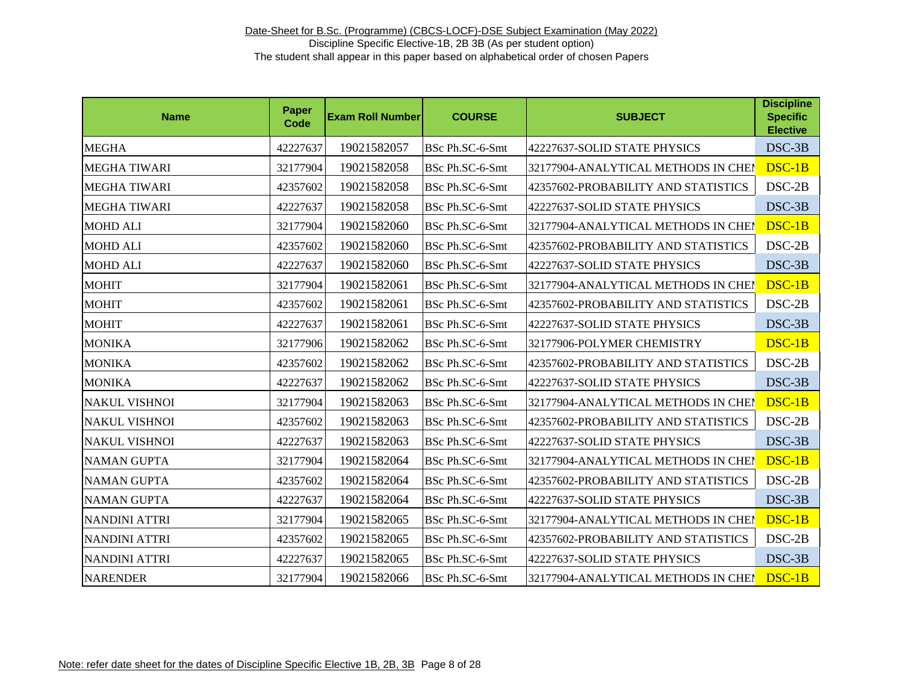Date-Sheet for B.Sc. (Programme) (CBCS-LOCF)-DSE Subject Examination (May 2022)

Discipline Specific Elective-1B, 2B 3B (As per student option)

The student shall appear in this paper based on alphabetical order of chosen Papers

| Name | Paper Code | Exam Roll Number | COURSE | SUBJECT | Discipline Specific Elective |
|---|---|---|---|---|---|
| MEGHA | 42227637 | 19021582057 | BSc Ph.SC-6-Smt | 42227637-SOLID STATE PHYSICS | DSC-3B |
| MEGHA TIWARI | 32177904 | 19021582058 | BSc Ph.SC-6-Smt | 32177904-ANALYTICAL METHODS IN CHEI | DSC-1B |
| MEGHA TIWARI | 42357602 | 19021582058 | BSc Ph.SC-6-Smt | 42357602-PROBABILITY AND STATISTICS | DSC-2B |
| MEGHA TIWARI | 42227637 | 19021582058 | BSc Ph.SC-6-Smt | 42227637-SOLID STATE PHYSICS | DSC-3B |
| MOHD ALI | 32177904 | 19021582060 | BSc Ph.SC-6-Smt | 32177904-ANALYTICAL METHODS IN CHEI | DSC-1B |
| MOHD ALI | 42357602 | 19021582060 | BSc Ph.SC-6-Smt | 42357602-PROBABILITY AND STATISTICS | DSC-2B |
| MOHD ALI | 42227637 | 19021582060 | BSc Ph.SC-6-Smt | 42227637-SOLID STATE PHYSICS | DSC-3B |
| MOHIT | 32177904 | 19021582061 | BSc Ph.SC-6-Smt | 32177904-ANALYTICAL METHODS IN CHEI | DSC-1B |
| MOHIT | 42357602 | 19021582061 | BSc Ph.SC-6-Smt | 42357602-PROBABILITY AND STATISTICS | DSC-2B |
| MOHIT | 42227637 | 19021582061 | BSc Ph.SC-6-Smt | 42227637-SOLID STATE PHYSICS | DSC-3B |
| MONIKA | 32177906 | 19021582062 | BSc Ph.SC-6-Smt | 32177906-POLYMER CHEMISTRY | DSC-1B |
| MONIKA | 42357602 | 19021582062 | BSc Ph.SC-6-Smt | 42357602-PROBABILITY AND STATISTICS | DSC-2B |
| MONIKA | 42227637 | 19021582062 | BSc Ph.SC-6-Smt | 42227637-SOLID STATE PHYSICS | DSC-3B |
| NAKUL VISHNOI | 32177904 | 19021582063 | BSc Ph.SC-6-Smt | 32177904-ANALYTICAL METHODS IN CHEI | DSC-1B |
| NAKUL VISHNOI | 42357602 | 19021582063 | BSc Ph.SC-6-Smt | 42357602-PROBABILITY AND STATISTICS | DSC-2B |
| NAKUL VISHNOI | 42227637 | 19021582063 | BSc Ph.SC-6-Smt | 42227637-SOLID STATE PHYSICS | DSC-3B |
| NAMAN GUPTA | 32177904 | 19021582064 | BSc Ph.SC-6-Smt | 32177904-ANALYTICAL METHODS IN CHEI | DSC-1B |
| NAMAN GUPTA | 42357602 | 19021582064 | BSc Ph.SC-6-Smt | 42357602-PROBABILITY AND STATISTICS | DSC-2B |
| NAMAN GUPTA | 42227637 | 19021582064 | BSc Ph.SC-6-Smt | 42227637-SOLID STATE PHYSICS | DSC-3B |
| NANDINI ATTRI | 32177904 | 19021582065 | BSc Ph.SC-6-Smt | 32177904-ANALYTICAL METHODS IN CHEI | DSC-1B |
| NANDINI ATTRI | 42357602 | 19021582065 | BSc Ph.SC-6-Smt | 42357602-PROBABILITY AND STATISTICS | DSC-2B |
| NANDINI ATTRI | 42227637 | 19021582065 | BSc Ph.SC-6-Smt | 42227637-SOLID STATE PHYSICS | DSC-3B |
| NARENDER | 32177904 | 19021582066 | BSc Ph.SC-6-Smt | 32177904-ANALYTICAL METHODS IN CHEI | DSC-1B |

Note: refer date sheet for the dates of Discipline Specific Elective 1B, 2B, 3B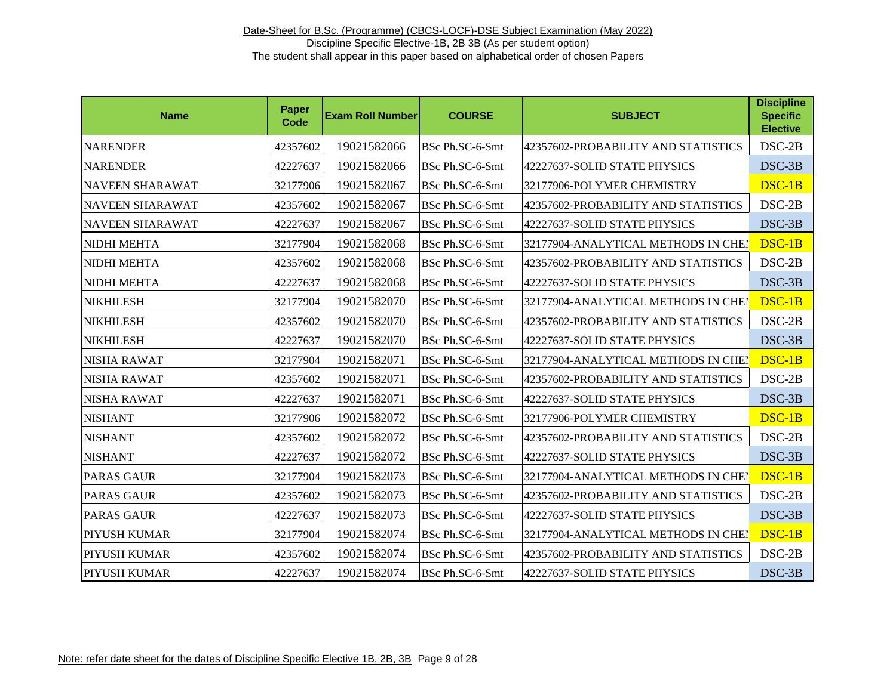Date-Sheet for B.Sc. (Programme) (CBCS-LOCF)-DSE Subject Examination (May 2022)
Discipline Specific Elective-1B, 2B 3B (As per student option)
The student shall appear in this paper based on alphabetical order of chosen Papers

| Name | Paper Code | Exam Roll Number | COURSE | SUBJECT | Discipline Specific Elective |
|---|---|---|---|---|---|
| NARENDER | 42357602 | 19021582066 | BSc Ph.SC-6-Smt | 42357602-PROBABILITY AND STATISTICS | DSC-2B |
| NARENDER | 42227637 | 19021582066 | BSc Ph.SC-6-Smt | 42227637-SOLID STATE PHYSICS | DSC-3B |
| NAVEEN SHARAWAT | 32177906 | 19021582067 | BSc Ph.SC-6-Smt | 32177906-POLYMER CHEMISTRY | DSC-1B |
| NAVEEN SHARAWAT | 42357602 | 19021582067 | BSc Ph.SC-6-Smt | 42357602-PROBABILITY AND STATISTICS | DSC-2B |
| NAVEEN SHARAWAT | 42227637 | 19021582067 | BSc Ph.SC-6-Smt | 42227637-SOLID STATE PHYSICS | DSC-3B |
| NIDHI MEHTA | 32177904 | 19021582068 | BSc Ph.SC-6-Smt | 32177904-ANALYTICAL METHODS IN CHEM | DSC-1B |
| NIDHI MEHTA | 42357602 | 19021582068 | BSc Ph.SC-6-Smt | 42357602-PROBABILITY AND STATISTICS | DSC-2B |
| NIDHI MEHTA | 42227637 | 19021582068 | BSc Ph.SC-6-Smt | 42227637-SOLID STATE PHYSICS | DSC-3B |
| NIKHILESH | 32177904 | 19021582070 | BSc Ph.SC-6-Smt | 32177904-ANALYTICAL METHODS IN CHEM | DSC-1B |
| NIKHILESH | 42357602 | 19021582070 | BSc Ph.SC-6-Smt | 42357602-PROBABILITY AND STATISTICS | DSC-2B |
| NIKHILESH | 42227637 | 19021582070 | BSc Ph.SC-6-Smt | 42227637-SOLID STATE PHYSICS | DSC-3B |
| NISHA RAWAT | 32177904 | 19021582071 | BSc Ph.SC-6-Smt | 32177904-ANALYTICAL METHODS IN CHEM | DSC-1B |
| NISHA RAWAT | 42357602 | 19021582071 | BSc Ph.SC-6-Smt | 42357602-PROBABILITY AND STATISTICS | DSC-2B |
| NISHA RAWAT | 42227637 | 19021582071 | BSc Ph.SC-6-Smt | 42227637-SOLID STATE PHYSICS | DSC-3B |
| NISHANT | 32177906 | 19021582072 | BSc Ph.SC-6-Smt | 32177906-POLYMER CHEMISTRY | DSC-1B |
| NISHANT | 42357602 | 19021582072 | BSc Ph.SC-6-Smt | 42357602-PROBABILITY AND STATISTICS | DSC-2B |
| NISHANT | 42227637 | 19021582072 | BSc Ph.SC-6-Smt | 42227637-SOLID STATE PHYSICS | DSC-3B |
| PARAS GAUR | 32177904 | 19021582073 | BSc Ph.SC-6-Smt | 32177904-ANALYTICAL METHODS IN CHEM | DSC-1B |
| PARAS GAUR | 42357602 | 19021582073 | BSc Ph.SC-6-Smt | 42357602-PROBABILITY AND STATISTICS | DSC-2B |
| PARAS GAUR | 42227637 | 19021582073 | BSc Ph.SC-6-Smt | 42227637-SOLID STATE PHYSICS | DSC-3B |
| PIYUSH KUMAR | 32177904 | 19021582074 | BSc Ph.SC-6-Smt | 32177904-ANALYTICAL METHODS IN CHEM | DSC-1B |
| PIYUSH KUMAR | 42357602 | 19021582074 | BSc Ph.SC-6-Smt | 42357602-PROBABILITY AND STATISTICS | DSC-2B |
| PIYUSH KUMAR | 42227637 | 19021582074 | BSc Ph.SC-6-Smt | 42227637-SOLID STATE PHYSICS | DSC-3B |

Note: refer date sheet for the dates of Discipline Specific Elective 1B, 2B, 3B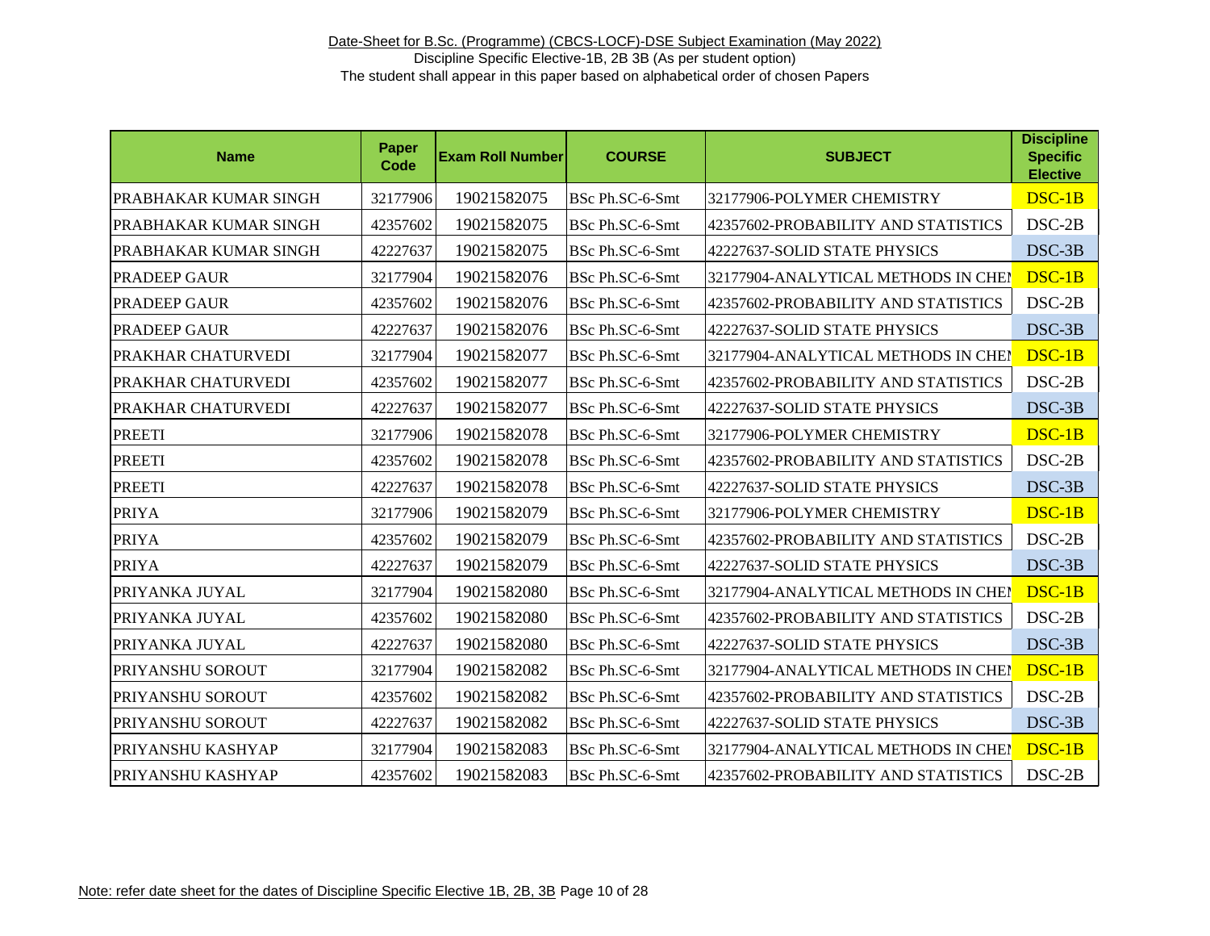Date-Sheet for B.Sc. (Programme) (CBCS-LOCF)-DSE Subject Examination (May 2022)

Discipline Specific Elective-1B, 2B 3B (As per student option)

The student shall appear in this paper based on alphabetical order of chosen Papers

| Name | Paper Code | Exam Roll Number | COURSE | SUBJECT | Discipline Specific Elective |
|---|---|---|---|---|---|
| PRABHAKAR KUMAR SINGH | 32177906 | 19021582075 | BSc Ph.SC-6-Smt | 32177906-POLYMER CHEMISTRY | DSC-1B |
| PRABHAKAR KUMAR SINGH | 42357602 | 19021582075 | BSc Ph.SC-6-Smt | 42357602-PROBABILITY AND STATISTICS | DSC-2B |
| PRABHAKAR KUMAR SINGH | 42227637 | 19021582075 | BSc Ph.SC-6-Smt | 42227637-SOLID STATE PHYSICS | DSC-3B |
| PRADEEP GAUR | 32177904 | 19021582076 | BSc Ph.SC-6-Smt | 32177904-ANALYTICAL METHODS IN CHEM | DSC-1B |
| PRADEEP GAUR | 42357602 | 19021582076 | BSc Ph.SC-6-Smt | 42357602-PROBABILITY AND STATISTICS | DSC-2B |
| PRADEEP GAUR | 42227637 | 19021582076 | BSc Ph.SC-6-Smt | 42227637-SOLID STATE PHYSICS | DSC-3B |
| PRAKHAR CHATURVEDI | 32177904 | 19021582077 | BSc Ph.SC-6-Smt | 32177904-ANALYTICAL METHODS IN CHEM | DSC-1B |
| PRAKHAR CHATURVEDI | 42357602 | 19021582077 | BSc Ph.SC-6-Smt | 42357602-PROBABILITY AND STATISTICS | DSC-2B |
| PRAKHAR CHATURVEDI | 42227637 | 19021582077 | BSc Ph.SC-6-Smt | 42227637-SOLID STATE PHYSICS | DSC-3B |
| PREETI | 32177906 | 19021582078 | BSc Ph.SC-6-Smt | 32177906-POLYMER CHEMISTRY | DSC-1B |
| PREETI | 42357602 | 19021582078 | BSc Ph.SC-6-Smt | 42357602-PROBABILITY AND STATISTICS | DSC-2B |
| PREETI | 42227637 | 19021582078 | BSc Ph.SC-6-Smt | 42227637-SOLID STATE PHYSICS | DSC-3B |
| PRIYA | 32177906 | 19021582079 | BSc Ph.SC-6-Smt | 32177906-POLYMER CHEMISTRY | DSC-1B |
| PRIYA | 42357602 | 19021582079 | BSc Ph.SC-6-Smt | 42357602-PROBABILITY AND STATISTICS | DSC-2B |
| PRIYA | 42227637 | 19021582079 | BSc Ph.SC-6-Smt | 42227637-SOLID STATE PHYSICS | DSC-3B |
| PRIYANKA JUYAL | 32177904 | 19021582080 | BSc Ph.SC-6-Smt | 32177904-ANALYTICAL METHODS IN CHEM | DSC-1B |
| PRIYANKA JUYAL | 42357602 | 19021582080 | BSc Ph.SC-6-Smt | 42357602-PROBABILITY AND STATISTICS | DSC-2B |
| PRIYANKA JUYAL | 42227637 | 19021582080 | BSc Ph.SC-6-Smt | 42227637-SOLID STATE PHYSICS | DSC-3B |
| PRIYANSHU SOROUT | 32177904 | 19021582082 | BSc Ph.SC-6-Smt | 32177904-ANALYTICAL METHODS IN CHEM | DSC-1B |
| PRIYANSHU SOROUT | 42357602 | 19021582082 | BSc Ph.SC-6-Smt | 42357602-PROBABILITY AND STATISTICS | DSC-2B |
| PRIYANSHU SOROUT | 42227637 | 19021582082 | BSc Ph.SC-6-Smt | 42227637-SOLID STATE PHYSICS | DSC-3B |
| PRIYANSHU KASHYAP | 32177904 | 19021582083 | BSc Ph.SC-6-Smt | 32177904-ANALYTICAL METHODS IN CHEM | DSC-1B |
| PRIYANSHU KASHYAP | 42357602 | 19021582083 | BSc Ph.SC-6-Smt | 42357602-PROBABILITY AND STATISTICS | DSC-2B |

Note: refer date sheet for the dates of Discipline Specific Elective 1B, 2B, 3B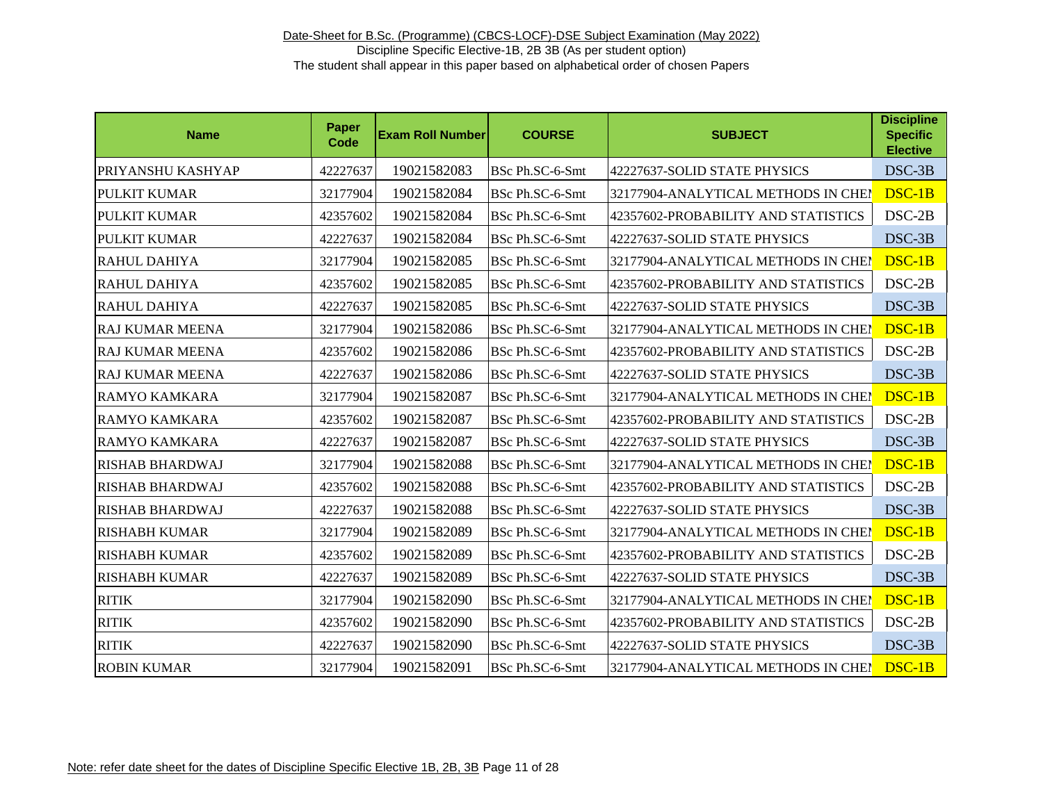Date-Sheet for B.Sc. (Programme) (CBCS-LOCF)-DSE Subject Examination (May 2022)

Discipline Specific Elective-1B, 2B 3B (As per student option)

The student shall appear in this paper based on alphabetical order of chosen Papers

| Name | Paper Code | Exam Roll Number | COURSE | SUBJECT | Discipline Specific Elective |
|---|---|---|---|---|---|
| PRIYANSHU KASHYAP | 42227637 | 19021582083 | BSc Ph.SC-6-Smt | 42227637-SOLID STATE PHYSICS | DSC-3B |
| PULKIT KUMAR | 32177904 | 19021582084 | BSc Ph.SC-6-Smt | 32177904-ANALYTICAL METHODS IN CHEI | DSC-1B |
| PULKIT KUMAR | 42357602 | 19021582084 | BSc Ph.SC-6-Smt | 42357602-PROBABILITY AND STATISTICS | DSC-2B |
| PULKIT KUMAR | 42227637 | 19021582084 | BSc Ph.SC-6-Smt | 42227637-SOLID STATE PHYSICS | DSC-3B |
| RAHUL DAHIYA | 32177904 | 19021582085 | BSc Ph.SC-6-Smt | 32177904-ANALYTICAL METHODS IN CHEI | DSC-1B |
| RAHUL DAHIYA | 42357602 | 19021582085 | BSc Ph.SC-6-Smt | 42357602-PROBABILITY AND STATISTICS | DSC-2B |
| RAHUL DAHIYA | 42227637 | 19021582085 | BSc Ph.SC-6-Smt | 42227637-SOLID STATE PHYSICS | DSC-3B |
| RAJ KUMAR MEENA | 32177904 | 19021582086 | BSc Ph.SC-6-Smt | 32177904-ANALYTICAL METHODS IN CHEI | DSC-1B |
| RAJ KUMAR MEENA | 42357602 | 19021582086 | BSc Ph.SC-6-Smt | 42357602-PROBABILITY AND STATISTICS | DSC-2B |
| RAJ KUMAR MEENA | 42227637 | 19021582086 | BSc Ph.SC-6-Smt | 42227637-SOLID STATE PHYSICS | DSC-3B |
| RAMYO KAMKARA | 32177904 | 19021582087 | BSc Ph.SC-6-Smt | 32177904-ANALYTICAL METHODS IN CHEI | DSC-1B |
| RAMYO KAMKARA | 42357602 | 19021582087 | BSc Ph.SC-6-Smt | 42357602-PROBABILITY AND STATISTICS | DSC-2B |
| RAMYO KAMKARA | 42227637 | 19021582087 | BSc Ph.SC-6-Smt | 42227637-SOLID STATE PHYSICS | DSC-3B |
| RISHAB BHARDWAJ | 32177904 | 19021582088 | BSc Ph.SC-6-Smt | 32177904-ANALYTICAL METHODS IN CHEI | DSC-1B |
| RISHAB BHARDWAJ | 42357602 | 19021582088 | BSc Ph.SC-6-Smt | 42357602-PROBABILITY AND STATISTICS | DSC-2B |
| RISHAB BHARDWAJ | 42227637 | 19021582088 | BSc Ph.SC-6-Smt | 42227637-SOLID STATE PHYSICS | DSC-3B |
| RISHABH KUMAR | 32177904 | 19021582089 | BSc Ph.SC-6-Smt | 32177904-ANALYTICAL METHODS IN CHEI | DSC-1B |
| RISHABH KUMAR | 42357602 | 19021582089 | BSc Ph.SC-6-Smt | 42357602-PROBABILITY AND STATISTICS | DSC-2B |
| RISHABH KUMAR | 42227637 | 19021582089 | BSc Ph.SC-6-Smt | 42227637-SOLID STATE PHYSICS | DSC-3B |
| RITIK | 32177904 | 19021582090 | BSc Ph.SC-6-Smt | 32177904-ANALYTICAL METHODS IN CHEI | DSC-1B |
| RITIK | 42357602 | 19021582090 | BSc Ph.SC-6-Smt | 42357602-PROBABILITY AND STATISTICS | DSC-2B |
| RITIK | 42227637 | 19021582090 | BSc Ph.SC-6-Smt | 42227637-SOLID STATE PHYSICS | DSC-3B |
| ROBIN KUMAR | 32177904 | 19021582091 | BSc Ph.SC-6-Smt | 32177904-ANALYTICAL METHODS IN CHEI | DSC-1B |

Note: refer date sheet for the dates of Discipline Specific Elective 1B, 2B, 3B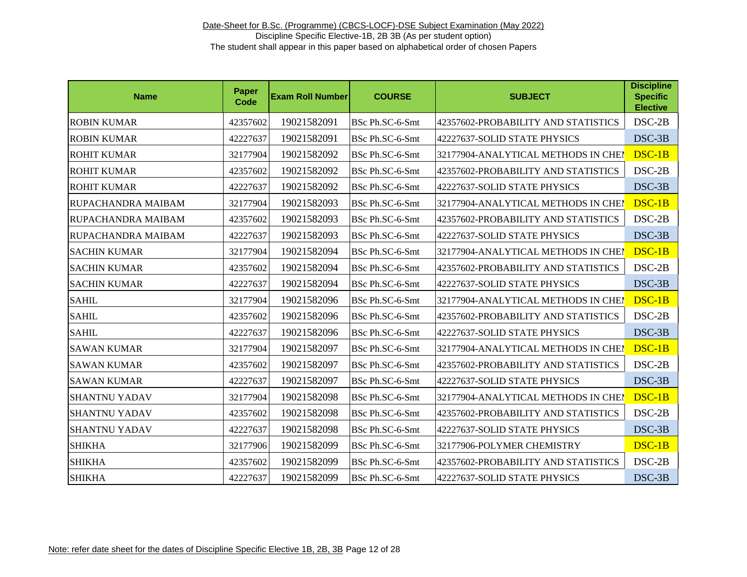Date-Sheet for B.Sc. (Programme) (CBCS-LOCF)-DSE Subject Examination (May 2022)

Discipline Specific Elective-1B, 2B 3B (As per student option)

The student shall appear in this paper based on alphabetical order of chosen Papers

| Name | Paper Code | Exam Roll Number | COURSE | SUBJECT | Discipline Specific Elective |
|---|---|---|---|---|---|
| ROBIN KUMAR | 42357602 | 19021582091 | BSc Ph.SC-6-Smt | 42357602-PROBABILITY AND STATISTICS | DSC-2B |
| ROBIN KUMAR | 42227637 | 19021582091 | BSc Ph.SC-6-Smt | 42227637-SOLID STATE PHYSICS | DSC-3B |
| ROHIT KUMAR | 32177904 | 19021582092 | BSc Ph.SC-6-Smt | 32177904-ANALYTICAL METHODS IN CHEM | DSC-1B |
| ROHIT KUMAR | 42357602 | 19021582092 | BSc Ph.SC-6-Smt | 42357602-PROBABILITY AND STATISTICS | DSC-2B |
| ROHIT KUMAR | 42227637 | 19021582092 | BSc Ph.SC-6-Smt | 42227637-SOLID STATE PHYSICS | DSC-3B |
| RUPACHANDRA MAIBAM | 32177904 | 19021582093 | BSc Ph.SC-6-Smt | 32177904-ANALYTICAL METHODS IN CHEM | DSC-1B |
| RUPACHANDRA MAIBAM | 42357602 | 19021582093 | BSc Ph.SC-6-Smt | 42357602-PROBABILITY AND STATISTICS | DSC-2B |
| RUPACHANDRA MAIBAM | 42227637 | 19021582093 | BSc Ph.SC-6-Smt | 42227637-SOLID STATE PHYSICS | DSC-3B |
| SACHIN KUMAR | 32177904 | 19021582094 | BSc Ph.SC-6-Smt | 32177904-ANALYTICAL METHODS IN CHEM | DSC-1B |
| SACHIN KUMAR | 42357602 | 19021582094 | BSc Ph.SC-6-Smt | 42357602-PROBABILITY AND STATISTICS | DSC-2B |
| SACHIN KUMAR | 42227637 | 19021582094 | BSc Ph.SC-6-Smt | 42227637-SOLID STATE PHYSICS | DSC-3B |
| SAHIL | 32177904 | 19021582096 | BSc Ph.SC-6-Smt | 32177904-ANALYTICAL METHODS IN CHEM | DSC-1B |
| SAHIL | 42357602 | 19021582096 | BSc Ph.SC-6-Smt | 42357602-PROBABILITY AND STATISTICS | DSC-2B |
| SAHIL | 42227637 | 19021582096 | BSc Ph.SC-6-Smt | 42227637-SOLID STATE PHYSICS | DSC-3B |
| SAWAN KUMAR | 32177904 | 19021582097 | BSc Ph.SC-6-Smt | 32177904-ANALYTICAL METHODS IN CHEM | DSC-1B |
| SAWAN KUMAR | 42357602 | 19021582097 | BSc Ph.SC-6-Smt | 42357602-PROBABILITY AND STATISTICS | DSC-2B |
| SAWAN KUMAR | 42227637 | 19021582097 | BSc Ph.SC-6-Smt | 42227637-SOLID STATE PHYSICS | DSC-3B |
| SHANTNU YADAV | 32177904 | 19021582098 | BSc Ph.SC-6-Smt | 32177904-ANALYTICAL METHODS IN CHEM | DSC-1B |
| SHANTNU YADAV | 42357602 | 19021582098 | BSc Ph.SC-6-Smt | 42357602-PROBABILITY AND STATISTICS | DSC-2B |
| SHANTNU YADAV | 42227637 | 19021582098 | BSc Ph.SC-6-Smt | 42227637-SOLID STATE PHYSICS | DSC-3B |
| SHIKHA | 32177906 | 19021582099 | BSc Ph.SC-6-Smt | 32177906-POLYMER CHEMISTRY | DSC-1B |
| SHIKHA | 42357602 | 19021582099 | BSc Ph.SC-6-Smt | 42357602-PROBABILITY AND STATISTICS | DSC-2B |
| SHIKHA | 42227637 | 19021582099 | BSc Ph.SC-6-Smt | 42227637-SOLID STATE PHYSICS | DSC-3B |

Note: refer date sheet for the dates of Discipline Specific Elective 1B, 2B, 3B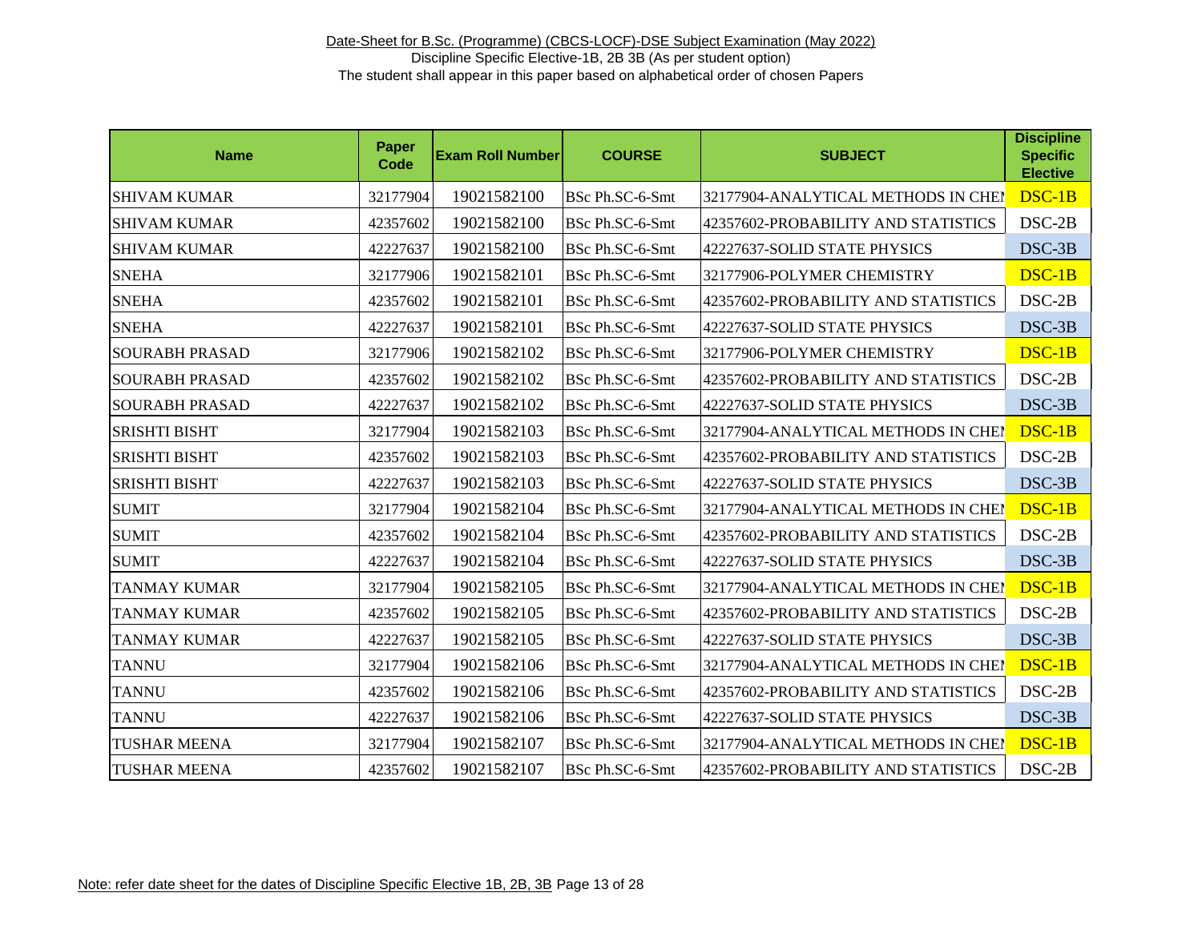Date-Sheet for B.Sc. (Programme) (CBCS-LOCF)-DSE Subject Examination (May 2022)

Discipline Specific Elective-1B, 2B 3B (As per student option)

The student shall appear in this paper based on alphabetical order of chosen Papers

| Name | Paper Code | Exam Roll Number | COURSE | SUBJECT | Discipline Specific Elective |
|---|---|---|---|---|---|
| SHIVAM KUMAR | 32177904 | 19021582100 | BSc Ph.SC-6-Smt | 32177904-ANALYTICAL METHODS IN CHEI | DSC-1B |
| SHIVAM KUMAR | 42357602 | 19021582100 | BSc Ph.SC-6-Smt | 42357602-PROBABILITY AND STATISTICS | DSC-2B |
| SHIVAM KUMAR | 42227637 | 19021582100 | BSc Ph.SC-6-Smt | 42227637-SOLID STATE PHYSICS | DSC-3B |
| SNEHA | 32177906 | 19021582101 | BSc Ph.SC-6-Smt | 32177906-POLYMER CHEMISTRY | DSC-1B |
| SNEHA | 42357602 | 19021582101 | BSc Ph.SC-6-Smt | 42357602-PROBABILITY AND STATISTICS | DSC-2B |
| SNEHA | 42227637 | 19021582101 | BSc Ph.SC-6-Smt | 42227637-SOLID STATE PHYSICS | DSC-3B |
| SOURABH PRASAD | 32177906 | 19021582102 | BSc Ph.SC-6-Smt | 32177906-POLYMER CHEMISTRY | DSC-1B |
| SOURABH PRASAD | 42357602 | 19021582102 | BSc Ph.SC-6-Smt | 42357602-PROBABILITY AND STATISTICS | DSC-2B |
| SOURABH PRASAD | 42227637 | 19021582102 | BSc Ph.SC-6-Smt | 42227637-SOLID STATE PHYSICS | DSC-3B |
| SRISHTI BISHT | 32177904 | 19021582103 | BSc Ph.SC-6-Smt | 32177904-ANALYTICAL METHODS IN CHEI | DSC-1B |
| SRISHTI BISHT | 42357602 | 19021582103 | BSc Ph.SC-6-Smt | 42357602-PROBABILITY AND STATISTICS | DSC-2B |
| SRISHTI BISHT | 42227637 | 19021582103 | BSc Ph.SC-6-Smt | 42227637-SOLID STATE PHYSICS | DSC-3B |
| SUMIT | 32177904 | 19021582104 | BSc Ph.SC-6-Smt | 32177904-ANALYTICAL METHODS IN CHEI | DSC-1B |
| SUMIT | 42357602 | 19021582104 | BSc Ph.SC-6-Smt | 42357602-PROBABILITY AND STATISTICS | DSC-2B |
| SUMIT | 42227637 | 19021582104 | BSc Ph.SC-6-Smt | 42227637-SOLID STATE PHYSICS | DSC-3B |
| TANMAY KUMAR | 32177904 | 19021582105 | BSc Ph.SC-6-Smt | 32177904-ANALYTICAL METHODS IN CHEI | DSC-1B |
| TANMAY KUMAR | 42357602 | 19021582105 | BSc Ph.SC-6-Smt | 42357602-PROBABILITY AND STATISTICS | DSC-2B |
| TANMAY KUMAR | 42227637 | 19021582105 | BSc Ph.SC-6-Smt | 42227637-SOLID STATE PHYSICS | DSC-3B |
| TANNU | 32177904 | 19021582106 | BSc Ph.SC-6-Smt | 32177904-ANALYTICAL METHODS IN CHEI | DSC-1B |
| TANNU | 42357602 | 19021582106 | BSc Ph.SC-6-Smt | 42357602-PROBABILITY AND STATISTICS | DSC-2B |
| TANNU | 42227637 | 19021582106 | BSc Ph.SC-6-Smt | 42227637-SOLID STATE PHYSICS | DSC-3B |
| TUSHAR MEENA | 32177904 | 19021582107 | BSc Ph.SC-6-Smt | 32177904-ANALYTICAL METHODS IN CHEI | DSC-1B |
| TUSHAR MEENA | 42357602 | 19021582107 | BSc Ph.SC-6-Smt | 42357602-PROBABILITY AND STATISTICS | DSC-2B |

Note: refer date sheet for the dates of Discipline Specific Elective 1B, 2B, 3B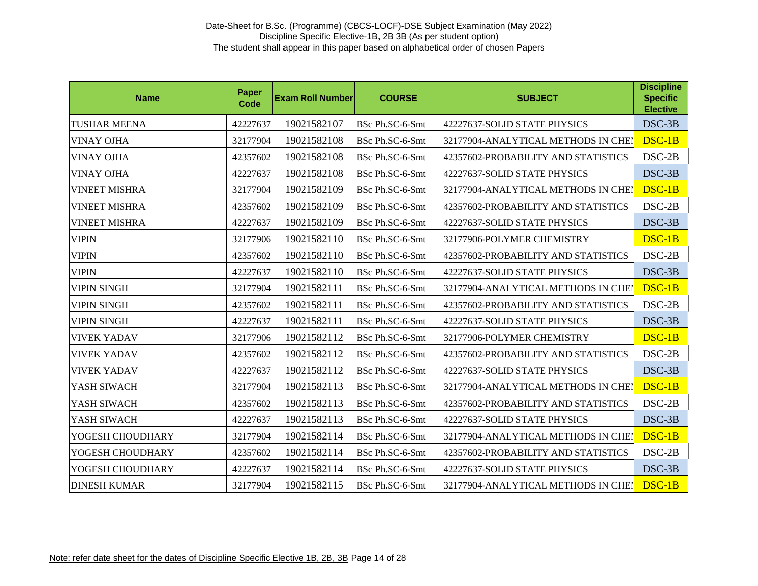Date-Sheet for B.Sc. (Programme) (CBCS-LOCF)-DSE Subject Examination (May 2022)

Discipline Specific Elective-1B, 2B 3B (As per student option)

The student shall appear in this paper based on alphabetical order of chosen Papers

| Name | Paper Code | Exam Roll Number | COURSE | SUBJECT | Discipline Specific Elective |
|---|---|---|---|---|---|
| TUSHAR MEENA | 42227637 | 19021582107 | BSc Ph.SC-6-Smt | 42227637-SOLID STATE PHYSICS | DSC-3B |
| VINAY OJHA | 32177904 | 19021582108 | BSc Ph.SC-6-Smt | 32177904-ANALYTICAL METHODS IN CHEI | DSC-1B |
| VINAY OJHA | 42357602 | 19021582108 | BSc Ph.SC-6-Smt | 42357602-PROBABILITY AND STATISTICS | DSC-2B |
| VINAY OJHA | 42227637 | 19021582108 | BSc Ph.SC-6-Smt | 42227637-SOLID STATE PHYSICS | DSC-3B |
| VINEET MISHRA | 32177904 | 19021582109 | BSc Ph.SC-6-Smt | 32177904-ANALYTICAL METHODS IN CHEI | DSC-1B |
| VINEET MISHRA | 42357602 | 19021582109 | BSc Ph.SC-6-Smt | 42357602-PROBABILITY AND STATISTICS | DSC-2B |
| VINEET MISHRA | 42227637 | 19021582109 | BSc Ph.SC-6-Smt | 42227637-SOLID STATE PHYSICS | DSC-3B |
| VIPIN | 32177906 | 19021582110 | BSc Ph.SC-6-Smt | 32177906-POLYMER CHEMISTRY | DSC-1B |
| VIPIN | 42357602 | 19021582110 | BSc Ph.SC-6-Smt | 42357602-PROBABILITY AND STATISTICS | DSC-2B |
| VIPIN | 42227637 | 19021582110 | BSc Ph.SC-6-Smt | 42227637-SOLID STATE PHYSICS | DSC-3B |
| VIPIN SINGH | 32177904 | 19021582111 | BSc Ph.SC-6-Smt | 32177904-ANALYTICAL METHODS IN CHEI | DSC-1B |
| VIPIN SINGH | 42357602 | 19021582111 | BSc Ph.SC-6-Smt | 42357602-PROBABILITY AND STATISTICS | DSC-2B |
| VIPIN SINGH | 42227637 | 19021582111 | BSc Ph.SC-6-Smt | 42227637-SOLID STATE PHYSICS | DSC-3B |
| VIVEK YADAV | 32177906 | 19021582112 | BSc Ph.SC-6-Smt | 32177906-POLYMER CHEMISTRY | DSC-1B |
| VIVEK YADAV | 42357602 | 19021582112 | BSc Ph.SC-6-Smt | 42357602-PROBABILITY AND STATISTICS | DSC-2B |
| VIVEK YADAV | 42227637 | 19021582112 | BSc Ph.SC-6-Smt | 42227637-SOLID STATE PHYSICS | DSC-3B |
| YASH SIWACH | 32177904 | 19021582113 | BSc Ph.SC-6-Smt | 32177904-ANALYTICAL METHODS IN CHEI | DSC-1B |
| YASH SIWACH | 42357602 | 19021582113 | BSc Ph.SC-6-Smt | 42357602-PROBABILITY AND STATISTICS | DSC-2B |
| YASH SIWACH | 42227637 | 19021582113 | BSc Ph.SC-6-Smt | 42227637-SOLID STATE PHYSICS | DSC-3B |
| YOGESH CHOUDHARY | 32177904 | 19021582114 | BSc Ph.SC-6-Smt | 32177904-ANALYTICAL METHODS IN CHEI | DSC-1B |
| YOGESH CHOUDHARY | 42357602 | 19021582114 | BSc Ph.SC-6-Smt | 42357602-PROBABILITY AND STATISTICS | DSC-2B |
| YOGESH CHOUDHARY | 42227637 | 19021582114 | BSc Ph.SC-6-Smt | 42227637-SOLID STATE PHYSICS | DSC-3B |
| DINESH KUMAR | 32177904 | 19021582115 | BSc Ph.SC-6-Smt | 32177904-ANALYTICAL METHODS IN CHEI | DSC-1B |

Note: refer date sheet for the dates of Discipline Specific Elective 1B, 2B, 3B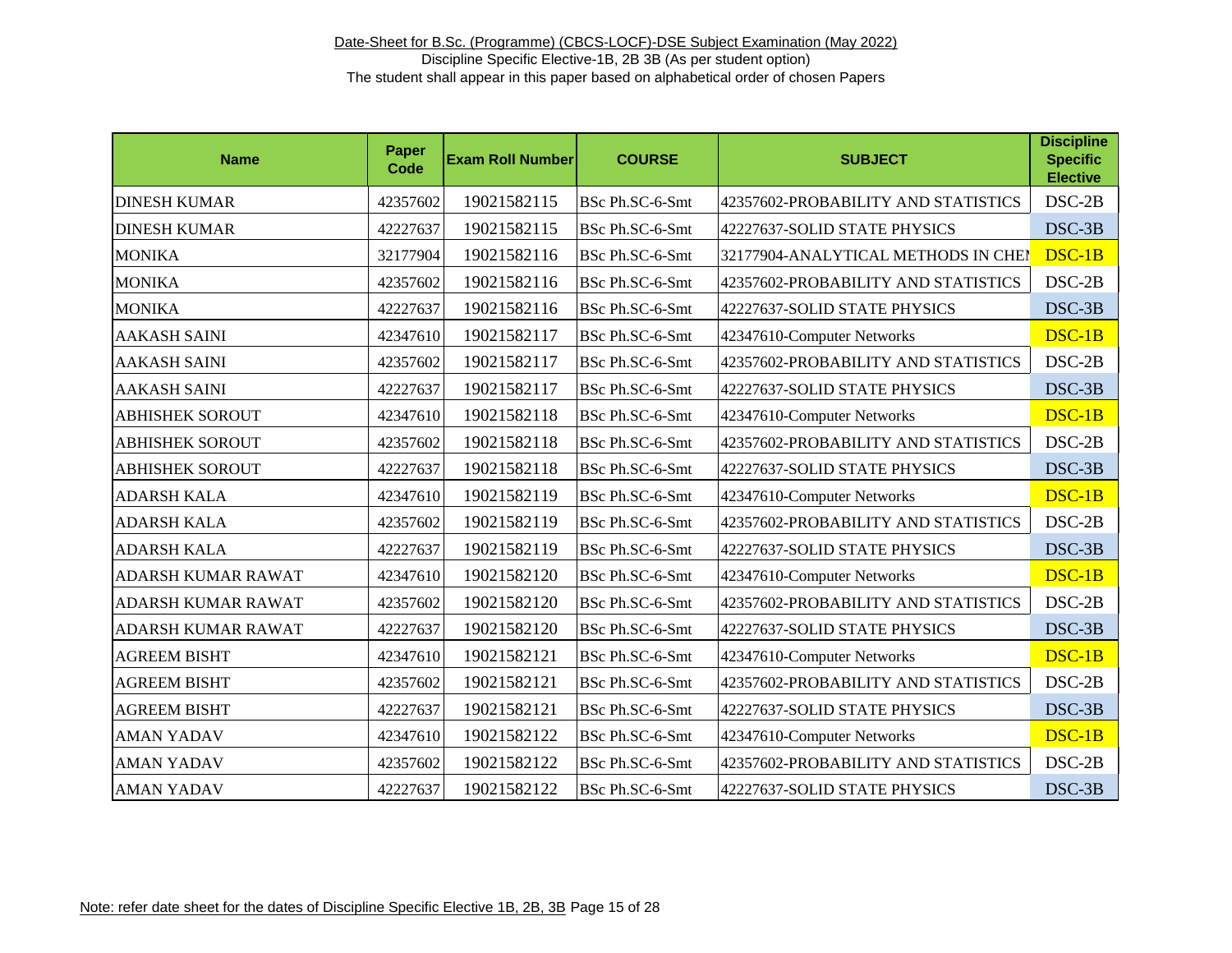Date-Sheet for B.Sc. (Programme) (CBCS-LOCF)-DSE Subject Examination (May 2022)

Discipline Specific Elective-1B, 2B 3B (As per student option)

The student shall appear in this paper based on alphabetical order of chosen Papers

| Name | Paper Code | Exam Roll Number | COURSE | SUBJECT | Discipline Specific Elective |
|---|---|---|---|---|---|
| DINESH KUMAR | 42357602 | 19021582115 | BSc Ph.SC-6-Smt | 42357602-PROBABILITY AND STATISTICS | DSC-2B |
| DINESH KUMAR | 42227637 | 19021582115 | BSc Ph.SC-6-Smt | 42227637-SOLID STATE PHYSICS | DSC-3B |
| MONIKA | 32177904 | 19021582116 | BSc Ph.SC-6-Smt | 32177904-ANALYTICAL METHODS IN CHEM | DSC-1B |
| MONIKA | 42357602 | 19021582116 | BSc Ph.SC-6-Smt | 42357602-PROBABILITY AND STATISTICS | DSC-2B |
| MONIKA | 42227637 | 19021582116 | BSc Ph.SC-6-Smt | 42227637-SOLID STATE PHYSICS | DSC-3B |
| AAKASH SAINI | 42347610 | 19021582117 | BSc Ph.SC-6-Smt | 42347610-Computer Networks | DSC-1B |
| AAKASH SAINI | 42357602 | 19021582117 | BSc Ph.SC-6-Smt | 42357602-PROBABILITY AND STATISTICS | DSC-2B |
| AAKASH SAINI | 42227637 | 19021582117 | BSc Ph.SC-6-Smt | 42227637-SOLID STATE PHYSICS | DSC-3B |
| ABHISHEK SOROUT | 42347610 | 19021582118 | BSc Ph.SC-6-Smt | 42347610-Computer Networks | DSC-1B |
| ABHISHEK SOROUT | 42357602 | 19021582118 | BSc Ph.SC-6-Smt | 42357602-PROBABILITY AND STATISTICS | DSC-2B |
| ABHISHEK SOROUT | 42227637 | 19021582118 | BSc Ph.SC-6-Smt | 42227637-SOLID STATE PHYSICS | DSC-3B |
| ADARSH KALA | 42347610 | 19021582119 | BSc Ph.SC-6-Smt | 42347610-Computer Networks | DSC-1B |
| ADARSH KALA | 42357602 | 19021582119 | BSc Ph.SC-6-Smt | 42357602-PROBABILITY AND STATISTICS | DSC-2B |
| ADARSH KALA | 42227637 | 19021582119 | BSc Ph.SC-6-Smt | 42227637-SOLID STATE PHYSICS | DSC-3B |
| ADARSH KUMAR RAWAT | 42347610 | 19021582120 | BSc Ph.SC-6-Smt | 42347610-Computer Networks | DSC-1B |
| ADARSH KUMAR RAWAT | 42357602 | 19021582120 | BSc Ph.SC-6-Smt | 42357602-PROBABILITY AND STATISTICS | DSC-2B |
| ADARSH KUMAR RAWAT | 42227637 | 19021582120 | BSc Ph.SC-6-Smt | 42227637-SOLID STATE PHYSICS | DSC-3B |
| AGREEM BISHT | 42347610 | 19021582121 | BSc Ph.SC-6-Smt | 42347610-Computer Networks | DSC-1B |
| AGREEM BISHT | 42357602 | 19021582121 | BSc Ph.SC-6-Smt | 42357602-PROBABILITY AND STATISTICS | DSC-2B |
| AGREEM BISHT | 42227637 | 19021582121 | BSc Ph.SC-6-Smt | 42227637-SOLID STATE PHYSICS | DSC-3B |
| AMAN YADAV | 42347610 | 19021582122 | BSc Ph.SC-6-Smt | 42347610-Computer Networks | DSC-1B |
| AMAN YADAV | 42357602 | 19021582122 | BSc Ph.SC-6-Smt | 42357602-PROBABILITY AND STATISTICS | DSC-2B |
| AMAN YADAV | 42227637 | 19021582122 | BSc Ph.SC-6-Smt | 42227637-SOLID STATE PHYSICS | DSC-3B |

Note: refer date sheet for the dates of Discipline Specific Elective 1B, 2B, 3B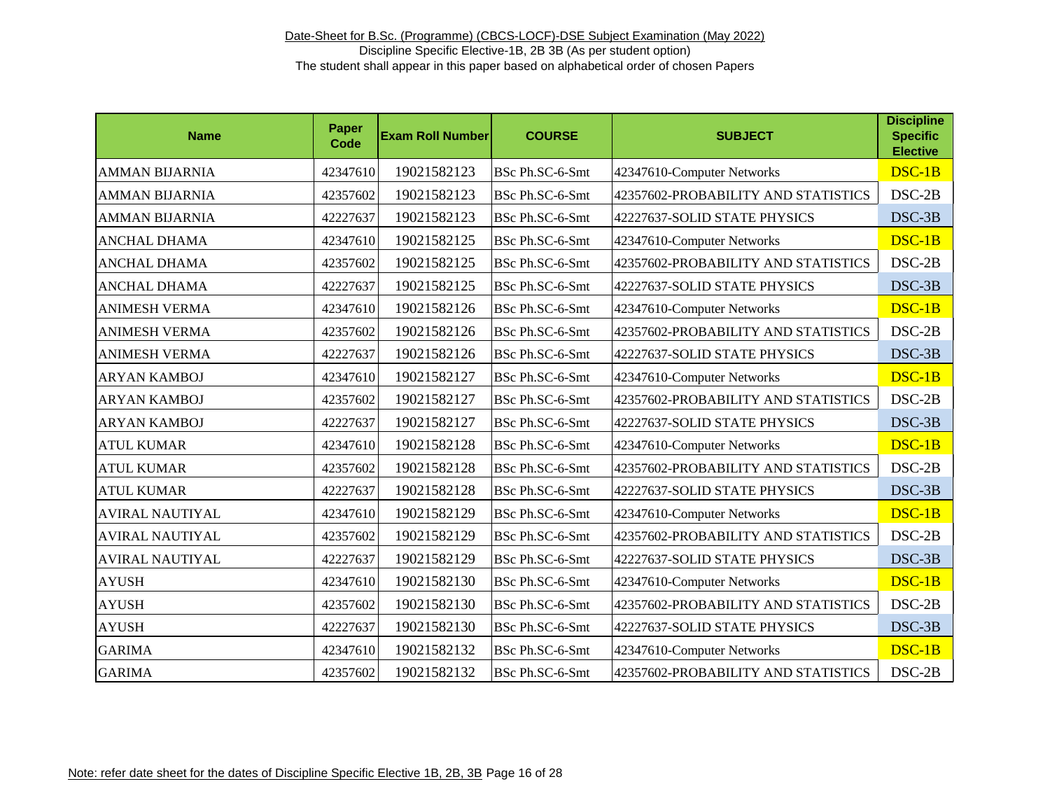Date-Sheet for B.Sc. (Programme) (CBCS-LOCF)-DSE Subject Examination (May 2022)

Discipline Specific Elective-1B, 2B 3B (As per student option)

The student shall appear in this paper based on alphabetical order of chosen Papers

| Name | Paper Code | Exam Roll Number | COURSE | SUBJECT | Discipline Specific Elective |
|---|---|---|---|---|---|
| AMMAN BIJARNIA | 42347610 | 19021582123 | BSc Ph.SC-6-Smt | 42347610-Computer Networks | DSC-1B |
| AMMAN BIJARNIA | 42357602 | 19021582123 | BSc Ph.SC-6-Smt | 42357602-PROBABILITY AND STATISTICS | DSC-2B |
| AMMAN BIJARNIA | 42227637 | 19021582123 | BSc Ph.SC-6-Smt | 42227637-SOLID STATE PHYSICS | DSC-3B |
| ANCHAL DHAMA | 42347610 | 19021582125 | BSc Ph.SC-6-Smt | 42347610-Computer Networks | DSC-1B |
| ANCHAL DHAMA | 42357602 | 19021582125 | BSc Ph.SC-6-Smt | 42357602-PROBABILITY AND STATISTICS | DSC-2B |
| ANCHAL DHAMA | 42227637 | 19021582125 | BSc Ph.SC-6-Smt | 42227637-SOLID STATE PHYSICS | DSC-3B |
| ANIMESH VERMA | 42347610 | 19021582126 | BSc Ph.SC-6-Smt | 42347610-Computer Networks | DSC-1B |
| ANIMESH VERMA | 42357602 | 19021582126 | BSc Ph.SC-6-Smt | 42357602-PROBABILITY AND STATISTICS | DSC-2B |
| ANIMESH VERMA | 42227637 | 19021582126 | BSc Ph.SC-6-Smt | 42227637-SOLID STATE PHYSICS | DSC-3B |
| ARYAN KAMBOJ | 42347610 | 19021582127 | BSc Ph.SC-6-Smt | 42347610-Computer Networks | DSC-1B |
| ARYAN KAMBOJ | 42357602 | 19021582127 | BSc Ph.SC-6-Smt | 42357602-PROBABILITY AND STATISTICS | DSC-2B |
| ARYAN KAMBOJ | 42227637 | 19021582127 | BSc Ph.SC-6-Smt | 42227637-SOLID STATE PHYSICS | DSC-3B |
| ATUL KUMAR | 42347610 | 19021582128 | BSc Ph.SC-6-Smt | 42347610-Computer Networks | DSC-1B |
| ATUL KUMAR | 42357602 | 19021582128 | BSc Ph.SC-6-Smt | 42357602-PROBABILITY AND STATISTICS | DSC-2B |
| ATUL KUMAR | 42227637 | 19021582128 | BSc Ph.SC-6-Smt | 42227637-SOLID STATE PHYSICS | DSC-3B |
| AVIRAL NAUTIYAL | 42347610 | 19021582129 | BSc Ph.SC-6-Smt | 42347610-Computer Networks | DSC-1B |
| AVIRAL NAUTIYAL | 42357602 | 19021582129 | BSc Ph.SC-6-Smt | 42357602-PROBABILITY AND STATISTICS | DSC-2B |
| AVIRAL NAUTIYAL | 42227637 | 19021582129 | BSc Ph.SC-6-Smt | 42227637-SOLID STATE PHYSICS | DSC-3B |
| AYUSH | 42347610 | 19021582130 | BSc Ph.SC-6-Smt | 42347610-Computer Networks | DSC-1B |
| AYUSH | 42357602 | 19021582130 | BSc Ph.SC-6-Smt | 42357602-PROBABILITY AND STATISTICS | DSC-2B |
| AYUSH | 42227637 | 19021582130 | BSc Ph.SC-6-Smt | 42227637-SOLID STATE PHYSICS | DSC-3B |
| GARIMA | 42347610 | 19021582132 | BSc Ph.SC-6-Smt | 42347610-Computer Networks | DSC-1B |
| GARIMA | 42357602 | 19021582132 | BSc Ph.SC-6-Smt | 42357602-PROBABILITY AND STATISTICS | DSC-2B |

Note: refer date sheet for the dates of Discipline Specific Elective 1B, 2B, 3B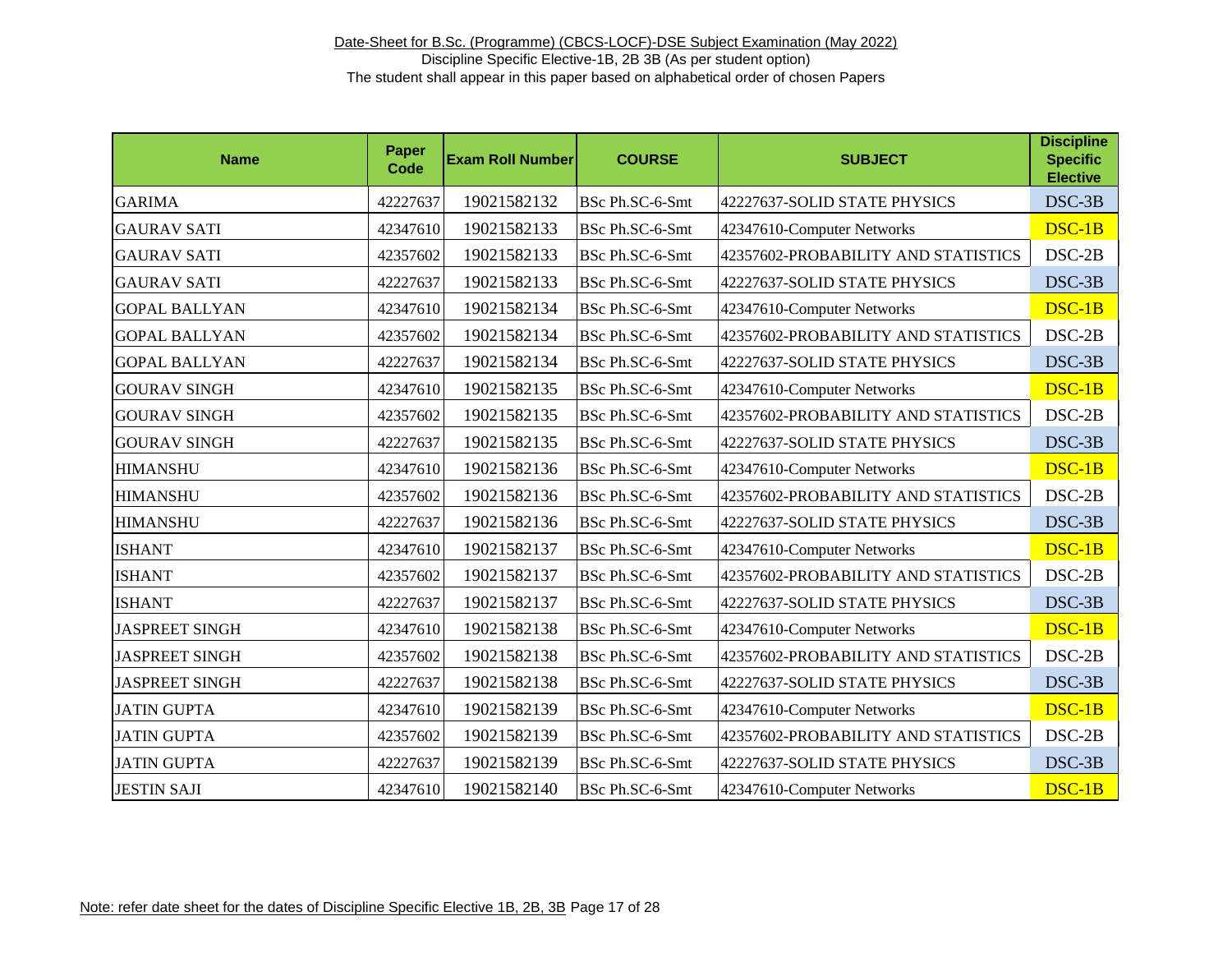Date-Sheet for B.Sc. (Programme) (CBCS-LOCF)-DSE Subject Examination (May 2022)

Discipline Specific Elective-1B, 2B 3B (As per student option)

The student shall appear in this paper based on alphabetical order of chosen Papers

| Name | Paper Code | Exam Roll Number | COURSE | SUBJECT | Discipline Specific Elective |
|---|---|---|---|---|---|
| GARIMA | 42227637 | 19021582132 | BSc Ph.SC-6-Smt | 42227637-SOLID STATE PHYSICS | DSC-3B |
| GAURAV SATI | 42347610 | 19021582133 | BSc Ph.SC-6-Smt | 42347610-Computer Networks | DSC-1B |
| GAURAV SATI | 42357602 | 19021582133 | BSc Ph.SC-6-Smt | 42357602-PROBABILITY AND STATISTICS | DSC-2B |
| GAURAV SATI | 42227637 | 19021582133 | BSc Ph.SC-6-Smt | 42227637-SOLID STATE PHYSICS | DSC-3B |
| GOPAL BALLYAN | 42347610 | 19021582134 | BSc Ph.SC-6-Smt | 42347610-Computer Networks | DSC-1B |
| GOPAL BALLYAN | 42357602 | 19021582134 | BSc Ph.SC-6-Smt | 42357602-PROBABILITY AND STATISTICS | DSC-2B |
| GOPAL BALLYAN | 42227637 | 19021582134 | BSc Ph.SC-6-Smt | 42227637-SOLID STATE PHYSICS | DSC-3B |
| GOURAV SINGH | 42347610 | 19021582135 | BSc Ph.SC-6-Smt | 42347610-Computer Networks | DSC-1B |
| GOURAV SINGH | 42357602 | 19021582135 | BSc Ph.SC-6-Smt | 42357602-PROBABILITY AND STATISTICS | DSC-2B |
| GOURAV SINGH | 42227637 | 19021582135 | BSc Ph.SC-6-Smt | 42227637-SOLID STATE PHYSICS | DSC-3B |
| HIMANSHU | 42347610 | 19021582136 | BSc Ph.SC-6-Smt | 42347610-Computer Networks | DSC-1B |
| HIMANSHU | 42357602 | 19021582136 | BSc Ph.SC-6-Smt | 42357602-PROBABILITY AND STATISTICS | DSC-2B |
| HIMANSHU | 42227637 | 19021582136 | BSc Ph.SC-6-Smt | 42227637-SOLID STATE PHYSICS | DSC-3B |
| ISHANT | 42347610 | 19021582137 | BSc Ph.SC-6-Smt | 42347610-Computer Networks | DSC-1B |
| ISHANT | 42357602 | 19021582137 | BSc Ph.SC-6-Smt | 42357602-PROBABILITY AND STATISTICS | DSC-2B |
| ISHANT | 42227637 | 19021582137 | BSc Ph.SC-6-Smt | 42227637-SOLID STATE PHYSICS | DSC-3B |
| JASPREET SINGH | 42347610 | 19021582138 | BSc Ph.SC-6-Smt | 42347610-Computer Networks | DSC-1B |
| JASPREET SINGH | 42357602 | 19021582138 | BSc Ph.SC-6-Smt | 42357602-PROBABILITY AND STATISTICS | DSC-2B |
| JASPREET SINGH | 42227637 | 19021582138 | BSc Ph.SC-6-Smt | 42227637-SOLID STATE PHYSICS | DSC-3B |
| JATIN GUPTA | 42347610 | 19021582139 | BSc Ph.SC-6-Smt | 42347610-Computer Networks | DSC-1B |
| JATIN GUPTA | 42357602 | 19021582139 | BSc Ph.SC-6-Smt | 42357602-PROBABILITY AND STATISTICS | DSC-2B |
| JATIN GUPTA | 42227637 | 19021582139 | BSc Ph.SC-6-Smt | 42227637-SOLID STATE PHYSICS | DSC-3B |
| JESTIN SAJI | 42347610 | 19021582140 | BSc Ph.SC-6-Smt | 42347610-Computer Networks | DSC-1B |

Note: refer date sheet for the dates of Discipline Specific Elective 1B, 2B, 3B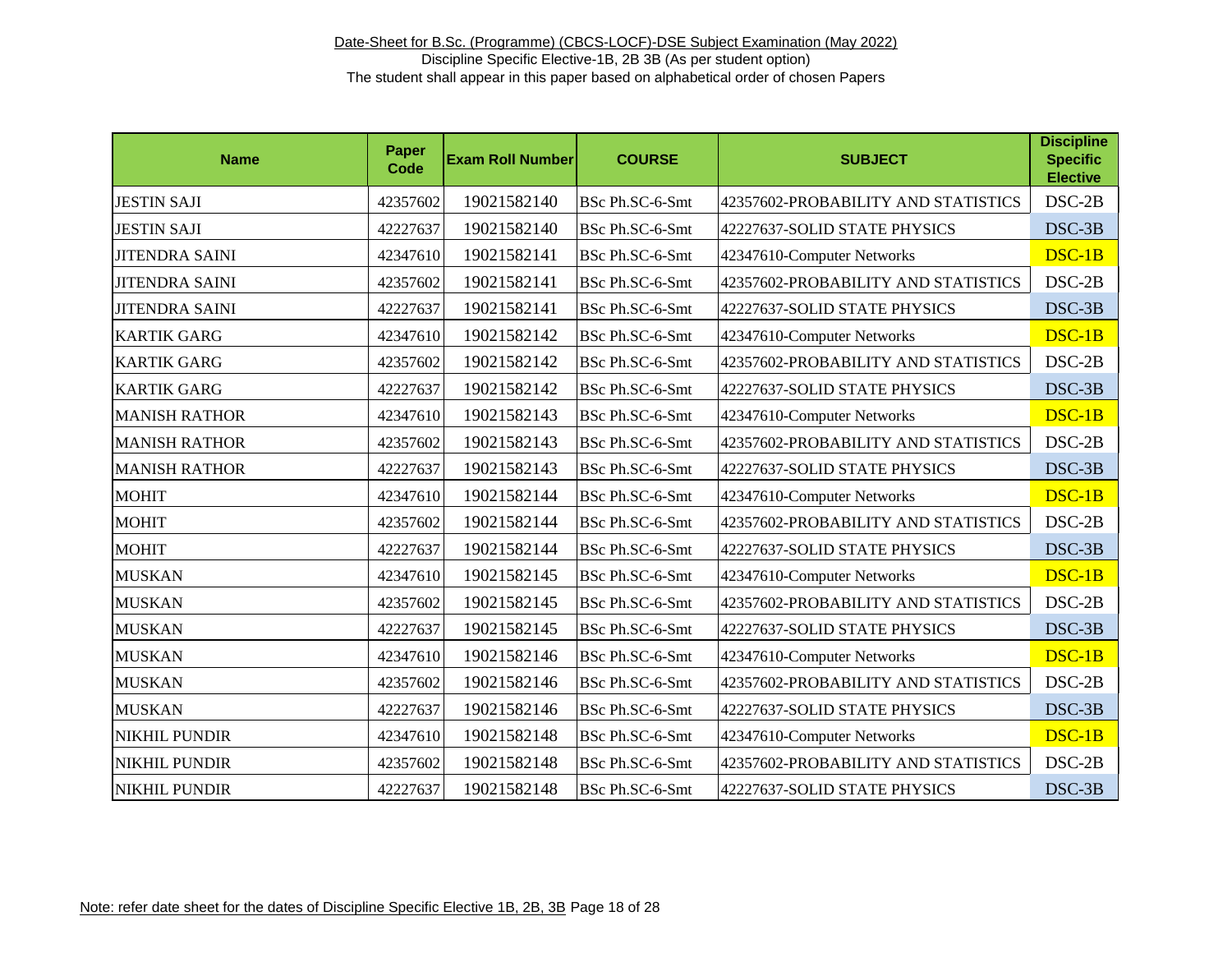Date-Sheet for B.Sc. (Programme) (CBCS-LOCF)-DSE Subject Examination (May 2022)

Discipline Specific Elective-1B, 2B 3B (As per student option)

The student shall appear in this paper based on alphabetical order of chosen Papers

| Name | Paper Code | Exam Roll Number | COURSE | SUBJECT | Discipline Specific Elective |
|---|---|---|---|---|---|
| JESTIN SAJI | 42357602 | 19021582140 | BSc Ph.SC-6-Smt | 42357602-PROBABILITY AND STATISTICS | DSC-2B |
| JESTIN SAJI | 42227637 | 19021582140 | BSc Ph.SC-6-Smt | 42227637-SOLID STATE PHYSICS | DSC-3B |
| JITENDRA SAINI | 42347610 | 19021582141 | BSc Ph.SC-6-Smt | 42347610-Computer Networks | DSC-1B |
| JITENDRA SAINI | 42357602 | 19021582141 | BSc Ph.SC-6-Smt | 42357602-PROBABILITY AND STATISTICS | DSC-2B |
| JITENDRA SAINI | 42227637 | 19021582141 | BSc Ph.SC-6-Smt | 42227637-SOLID STATE PHYSICS | DSC-3B |
| KARTIK GARG | 42347610 | 19021582142 | BSc Ph.SC-6-Smt | 42347610-Computer Networks | DSC-1B |
| KARTIK GARG | 42357602 | 19021582142 | BSc Ph.SC-6-Smt | 42357602-PROBABILITY AND STATISTICS | DSC-2B |
| KARTIK GARG | 42227637 | 19021582142 | BSc Ph.SC-6-Smt | 42227637-SOLID STATE PHYSICS | DSC-3B |
| MANISH RATHOR | 42347610 | 19021582143 | BSc Ph.SC-6-Smt | 42347610-Computer Networks | DSC-1B |
| MANISH RATHOR | 42357602 | 19021582143 | BSc Ph.SC-6-Smt | 42357602-PROBABILITY AND STATISTICS | DSC-2B |
| MANISH RATHOR | 42227637 | 19021582143 | BSc Ph.SC-6-Smt | 42227637-SOLID STATE PHYSICS | DSC-3B |
| MOHIT | 42347610 | 19021582144 | BSc Ph.SC-6-Smt | 42347610-Computer Networks | DSC-1B |
| MOHIT | 42357602 | 19021582144 | BSc Ph.SC-6-Smt | 42357602-PROBABILITY AND STATISTICS | DSC-2B |
| MOHIT | 42227637 | 19021582144 | BSc Ph.SC-6-Smt | 42227637-SOLID STATE PHYSICS | DSC-3B |
| MUSKAN | 42347610 | 19021582145 | BSc Ph.SC-6-Smt | 42347610-Computer Networks | DSC-1B |
| MUSKAN | 42357602 | 19021582145 | BSc Ph.SC-6-Smt | 42357602-PROBABILITY AND STATISTICS | DSC-2B |
| MUSKAN | 42227637 | 19021582145 | BSc Ph.SC-6-Smt | 42227637-SOLID STATE PHYSICS | DSC-3B |
| MUSKAN | 42347610 | 19021582146 | BSc Ph.SC-6-Smt | 42347610-Computer Networks | DSC-1B |
| MUSKAN | 42357602 | 19021582146 | BSc Ph.SC-6-Smt | 42357602-PROBABILITY AND STATISTICS | DSC-2B |
| MUSKAN | 42227637 | 19021582146 | BSc Ph.SC-6-Smt | 42227637-SOLID STATE PHYSICS | DSC-3B |
| NIKHIL PUNDIR | 42347610 | 19021582148 | BSc Ph.SC-6-Smt | 42347610-Computer Networks | DSC-1B |
| NIKHIL PUNDIR | 42357602 | 19021582148 | BSc Ph.SC-6-Smt | 42357602-PROBABILITY AND STATISTICS | DSC-2B |
| NIKHIL PUNDIR | 42227637 | 19021582148 | BSc Ph.SC-6-Smt | 42227637-SOLID STATE PHYSICS | DSC-3B |

Note: refer date sheet for the dates of Discipline Specific Elective 1B, 2B, 3B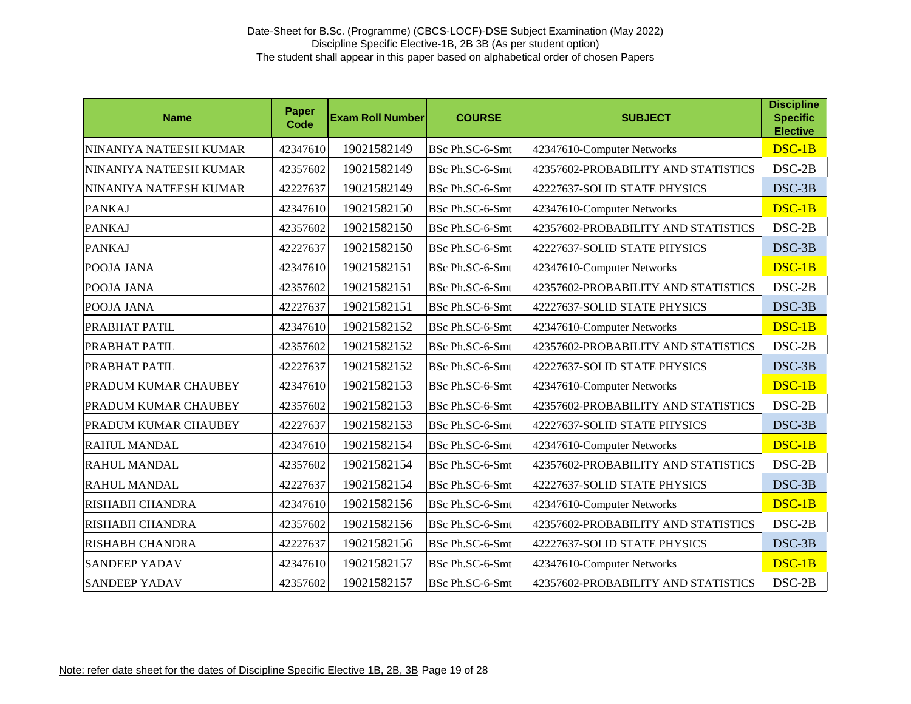Date-Sheet for B.Sc. (Programme) (CBCS-LOCF)-DSE Subject Examination (May 2022)

Discipline Specific Elective-1B, 2B 3B (As per student option)

The student shall appear in this paper based on alphabetical order of chosen Papers

| Name | Paper Code | Exam Roll Number | COURSE | SUBJECT | Discipline Specific Elective |
|---|---|---|---|---|---|
| NINANIYA NATEESH KUMAR | 42347610 | 19021582149 | BSc Ph.SC-6-Smt | 42347610-Computer Networks | DSC-1B |
| NINANIYA NATEESH KUMAR | 42357602 | 19021582149 | BSc Ph.SC-6-Smt | 42357602-PROBABILITY AND STATISTICS | DSC-2B |
| NINANIYA NATEESH KUMAR | 42227637 | 19021582149 | BSc Ph.SC-6-Smt | 42227637-SOLID STATE PHYSICS | DSC-3B |
| PANKAJ | 42347610 | 19021582150 | BSc Ph.SC-6-Smt | 42347610-Computer Networks | DSC-1B |
| PANKAJ | 42357602 | 19021582150 | BSc Ph.SC-6-Smt | 42357602-PROBABILITY AND STATISTICS | DSC-2B |
| PANKAJ | 42227637 | 19021582150 | BSc Ph.SC-6-Smt | 42227637-SOLID STATE PHYSICS | DSC-3B |
| POOJA JANA | 42347610 | 19021582151 | BSc Ph.SC-6-Smt | 42347610-Computer Networks | DSC-1B |
| POOJA JANA | 42357602 | 19021582151 | BSc Ph.SC-6-Smt | 42357602-PROBABILITY AND STATISTICS | DSC-2B |
| POOJA JANA | 42227637 | 19021582151 | BSc Ph.SC-6-Smt | 42227637-SOLID STATE PHYSICS | DSC-3B |
| PRABHAT PATIL | 42347610 | 19021582152 | BSc Ph.SC-6-Smt | 42347610-Computer Networks | DSC-1B |
| PRABHAT PATIL | 42357602 | 19021582152 | BSc Ph.SC-6-Smt | 42357602-PROBABILITY AND STATISTICS | DSC-2B |
| PRABHAT PATIL | 42227637 | 19021582152 | BSc Ph.SC-6-Smt | 42227637-SOLID STATE PHYSICS | DSC-3B |
| PRADUM KUMAR CHAUBEY | 42347610 | 19021582153 | BSc Ph.SC-6-Smt | 42347610-Computer Networks | DSC-1B |
| PRADUM KUMAR CHAUBEY | 42357602 | 19021582153 | BSc Ph.SC-6-Smt | 42357602-PROBABILITY AND STATISTICS | DSC-2B |
| PRADUM KUMAR CHAUBEY | 42227637 | 19021582153 | BSc Ph.SC-6-Smt | 42227637-SOLID STATE PHYSICS | DSC-3B |
| RAHUL MANDAL | 42347610 | 19021582154 | BSc Ph.SC-6-Smt | 42347610-Computer Networks | DSC-1B |
| RAHUL MANDAL | 42357602 | 19021582154 | BSc Ph.SC-6-Smt | 42357602-PROBABILITY AND STATISTICS | DSC-2B |
| RAHUL MANDAL | 42227637 | 19021582154 | BSc Ph.SC-6-Smt | 42227637-SOLID STATE PHYSICS | DSC-3B |
| RISHABH CHANDRA | 42347610 | 19021582156 | BSc Ph.SC-6-Smt | 42347610-Computer Networks | DSC-1B |
| RISHABH CHANDRA | 42357602 | 19021582156 | BSc Ph.SC-6-Smt | 42357602-PROBABILITY AND STATISTICS | DSC-2B |
| RISHABH CHANDRA | 42227637 | 19021582156 | BSc Ph.SC-6-Smt | 42227637-SOLID STATE PHYSICS | DSC-3B |
| SANDEEP YADAV | 42347610 | 19021582157 | BSc Ph.SC-6-Smt | 42347610-Computer Networks | DSC-1B |
| SANDEEP YADAV | 42357602 | 19021582157 | BSc Ph.SC-6-Smt | 42357602-PROBABILITY AND STATISTICS | DSC-2B |

Note: refer date sheet for the dates of Discipline Specific Elective 1B, 2B, 3B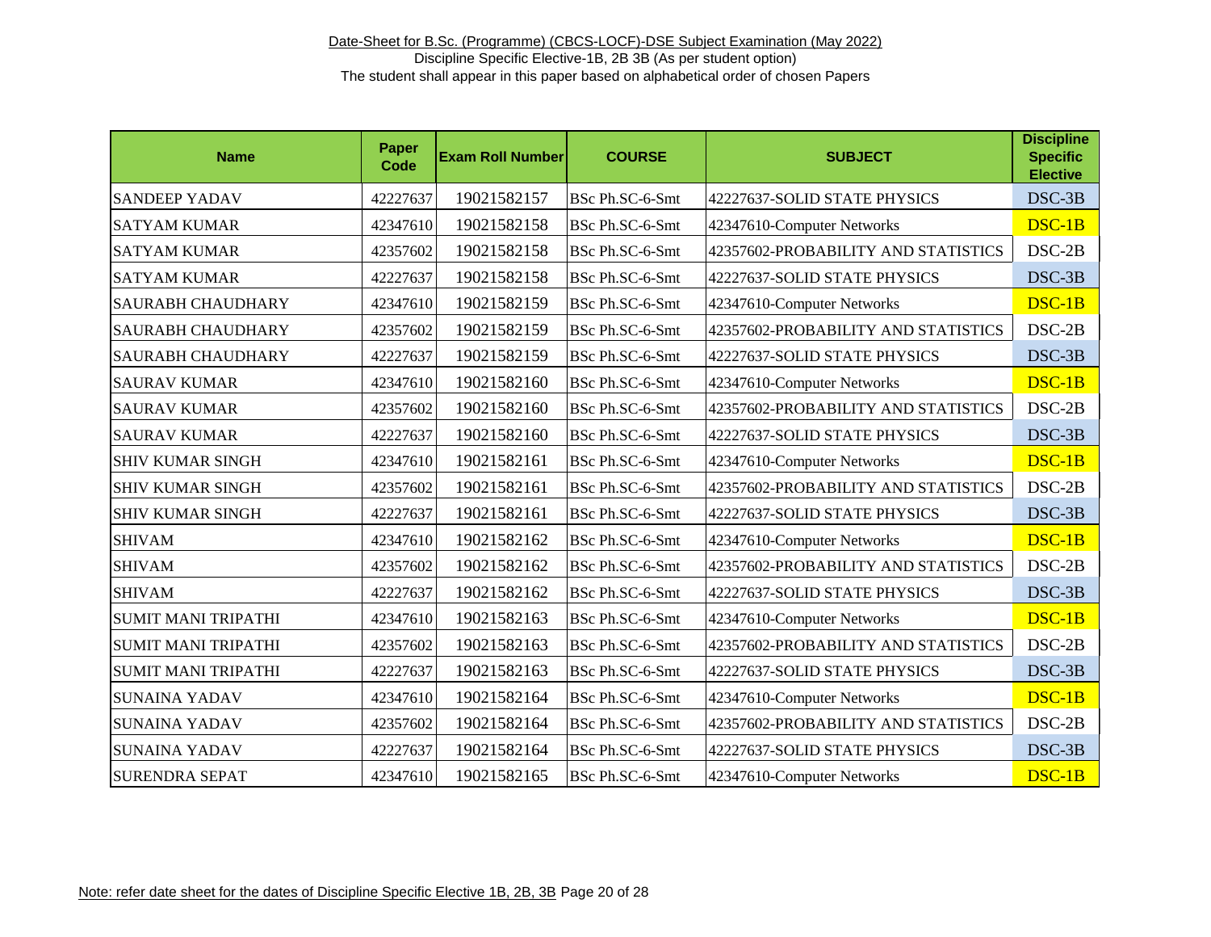Date-Sheet for B.Sc. (Programme) (CBCS-LOCF)-DSE Subject Examination (May 2022)

Discipline Specific Elective-1B, 2B 3B (As per student option)

The student shall appear in this paper based on alphabetical order of chosen Papers

| Name | Paper Code | Exam Roll Number | COURSE | SUBJECT | Discipline Specific Elective |
|---|---|---|---|---|---|
| SANDEEP YADAV | 42227637 | 19021582157 | BSc Ph.SC-6-Smt | 42227637-SOLID STATE PHYSICS | DSC-3B |
| SATYAM KUMAR | 42347610 | 19021582158 | BSc Ph.SC-6-Smt | 42347610-Computer Networks | DSC-1B |
| SATYAM KUMAR | 42357602 | 19021582158 | BSc Ph.SC-6-Smt | 42357602-PROBABILITY AND STATISTICS | DSC-2B |
| SATYAM KUMAR | 42227637 | 19021582158 | BSc Ph.SC-6-Smt | 42227637-SOLID STATE PHYSICS | DSC-3B |
| SAURABH CHAUDHARY | 42347610 | 19021582159 | BSc Ph.SC-6-Smt | 42347610-Computer Networks | DSC-1B |
| SAURABH CHAUDHARY | 42357602 | 19021582159 | BSc Ph.SC-6-Smt | 42357602-PROBABILITY AND STATISTICS | DSC-2B |
| SAURABH CHAUDHARY | 42227637 | 19021582159 | BSc Ph.SC-6-Smt | 42227637-SOLID STATE PHYSICS | DSC-3B |
| SAURAV KUMAR | 42347610 | 19021582160 | BSc Ph.SC-6-Smt | 42347610-Computer Networks | DSC-1B |
| SAURAV KUMAR | 42357602 | 19021582160 | BSc Ph.SC-6-Smt | 42357602-PROBABILITY AND STATISTICS | DSC-2B |
| SAURAV KUMAR | 42227637 | 19021582160 | BSc Ph.SC-6-Smt | 42227637-SOLID STATE PHYSICS | DSC-3B |
| SHIV KUMAR SINGH | 42347610 | 19021582161 | BSc Ph.SC-6-Smt | 42347610-Computer Networks | DSC-1B |
| SHIV KUMAR SINGH | 42357602 | 19021582161 | BSc Ph.SC-6-Smt | 42357602-PROBABILITY AND STATISTICS | DSC-2B |
| SHIV KUMAR SINGH | 42227637 | 19021582161 | BSc Ph.SC-6-Smt | 42227637-SOLID STATE PHYSICS | DSC-3B |
| SHIVAM | 42347610 | 19021582162 | BSc Ph.SC-6-Smt | 42347610-Computer Networks | DSC-1B |
| SHIVAM | 42357602 | 19021582162 | BSc Ph.SC-6-Smt | 42357602-PROBABILITY AND STATISTICS | DSC-2B |
| SHIVAM | 42227637 | 19021582162 | BSc Ph.SC-6-Smt | 42227637-SOLID STATE PHYSICS | DSC-3B |
| SUMIT MANI TRIPATHI | 42347610 | 19021582163 | BSc Ph.SC-6-Smt | 42347610-Computer Networks | DSC-1B |
| SUMIT MANI TRIPATHI | 42357602 | 19021582163 | BSc Ph.SC-6-Smt | 42357602-PROBABILITY AND STATISTICS | DSC-2B |
| SUMIT MANI TRIPATHI | 42227637 | 19021582163 | BSc Ph.SC-6-Smt | 42227637-SOLID STATE PHYSICS | DSC-3B |
| SUNAINA YADAV | 42347610 | 19021582164 | BSc Ph.SC-6-Smt | 42347610-Computer Networks | DSC-1B |
| SUNAINA YADAV | 42357602 | 19021582164 | BSc Ph.SC-6-Smt | 42357602-PROBABILITY AND STATISTICS | DSC-2B |
| SUNAINA YADAV | 42227637 | 19021582164 | BSc Ph.SC-6-Smt | 42227637-SOLID STATE PHYSICS | DSC-3B |
| SURENDRA SEPAT | 42347610 | 19021582165 | BSc Ph.SC-6-Smt | 42347610-Computer Networks | DSC-1B |

Note: refer date sheet for the dates of Discipline Specific Elective 1B, 2B, 3B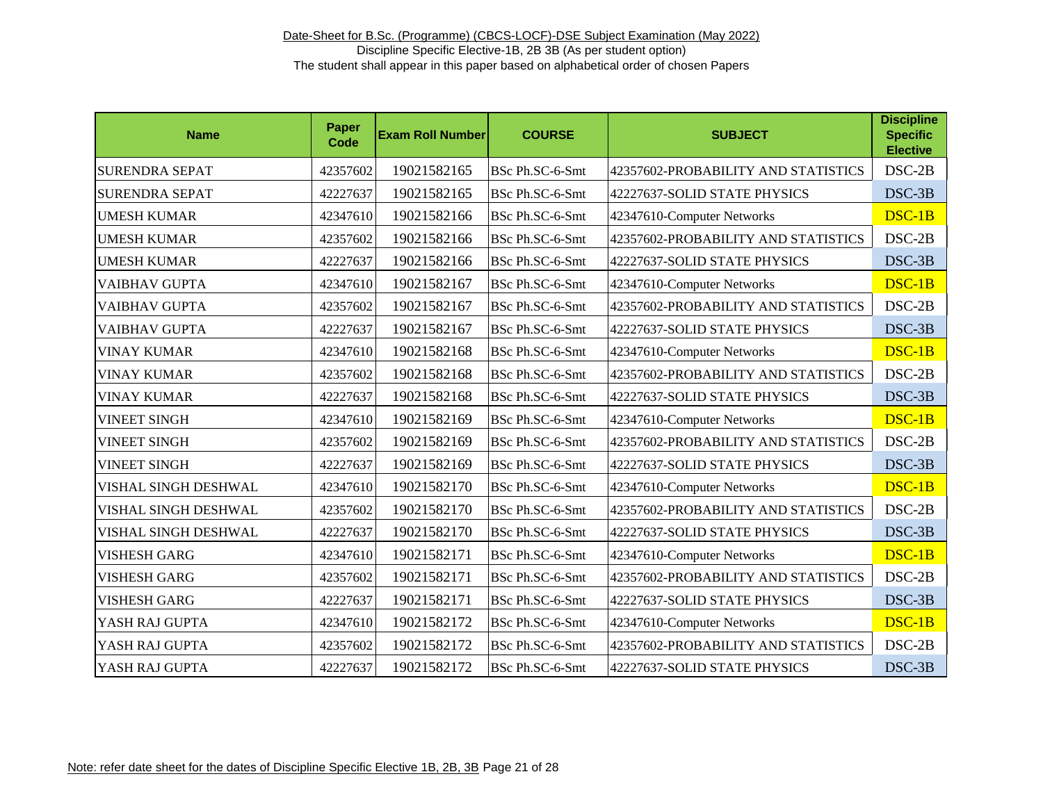Date-Sheet for B.Sc. (Programme) (CBCS-LOCF)-DSE Subject Examination (May 2022)

Discipline Specific Elective-1B, 2B 3B (As per student option)

The student shall appear in this paper based on alphabetical order of chosen Papers

| Name | Paper Code | Exam Roll Number | COURSE | SUBJECT | Discipline Specific Elective |
|---|---|---|---|---|---|
| SURENDRA SEPAT | 42357602 | 19021582165 | BSc Ph.SC-6-Smt | 42357602-PROBABILITY AND STATISTICS | DSC-2B |
| SURENDRA SEPAT | 42227637 | 19021582165 | BSc Ph.SC-6-Smt | 42227637-SOLID STATE PHYSICS | DSC-3B |
| UMESH KUMAR | 42347610 | 19021582166 | BSc Ph.SC-6-Smt | 42347610-Computer Networks | DSC-1B |
| UMESH KUMAR | 42357602 | 19021582166 | BSc Ph.SC-6-Smt | 42357602-PROBABILITY AND STATISTICS | DSC-2B |
| UMESH KUMAR | 42227637 | 19021582166 | BSc Ph.SC-6-Smt | 42227637-SOLID STATE PHYSICS | DSC-3B |
| VAIBHAV GUPTA | 42347610 | 19021582167 | BSc Ph.SC-6-Smt | 42347610-Computer Networks | DSC-1B |
| VAIBHAV GUPTA | 42357602 | 19021582167 | BSc Ph.SC-6-Smt | 42357602-PROBABILITY AND STATISTICS | DSC-2B |
| VAIBHAV GUPTA | 42227637 | 19021582167 | BSc Ph.SC-6-Smt | 42227637-SOLID STATE PHYSICS | DSC-3B |
| VINAY KUMAR | 42347610 | 19021582168 | BSc Ph.SC-6-Smt | 42347610-Computer Networks | DSC-1B |
| VINAY KUMAR | 42357602 | 19021582168 | BSc Ph.SC-6-Smt | 42357602-PROBABILITY AND STATISTICS | DSC-2B |
| VINAY KUMAR | 42227637 | 19021582168 | BSc Ph.SC-6-Smt | 42227637-SOLID STATE PHYSICS | DSC-3B |
| VINEET SINGH | 42347610 | 19021582169 | BSc Ph.SC-6-Smt | 42347610-Computer Networks | DSC-1B |
| VINEET SINGH | 42357602 | 19021582169 | BSc Ph.SC-6-Smt | 42357602-PROBABILITY AND STATISTICS | DSC-2B |
| VINEET SINGH | 42227637 | 19021582169 | BSc Ph.SC-6-Smt | 42227637-SOLID STATE PHYSICS | DSC-3B |
| VISHAL SINGH DESHWAL | 42347610 | 19021582170 | BSc Ph.SC-6-Smt | 42347610-Computer Networks | DSC-1B |
| VISHAL SINGH DESHWAL | 42357602 | 19021582170 | BSc Ph.SC-6-Smt | 42357602-PROBABILITY AND STATISTICS | DSC-2B |
| VISHAL SINGH DESHWAL | 42227637 | 19021582170 | BSc Ph.SC-6-Smt | 42227637-SOLID STATE PHYSICS | DSC-3B |
| VISHESH GARG | 42347610 | 19021582171 | BSc Ph.SC-6-Smt | 42347610-Computer Networks | DSC-1B |
| VISHESH GARG | 42357602 | 19021582171 | BSc Ph.SC-6-Smt | 42357602-PROBABILITY AND STATISTICS | DSC-2B |
| VISHESH GARG | 42227637 | 19021582171 | BSc Ph.SC-6-Smt | 42227637-SOLID STATE PHYSICS | DSC-3B |
| YASH RAJ GUPTA | 42347610 | 19021582172 | BSc Ph.SC-6-Smt | 42347610-Computer Networks | DSC-1B |
| YASH RAJ GUPTA | 42357602 | 19021582172 | BSc Ph.SC-6-Smt | 42357602-PROBABILITY AND STATISTICS | DSC-2B |
| YASH RAJ GUPTA | 42227637 | 19021582172 | BSc Ph.SC-6-Smt | 42227637-SOLID STATE PHYSICS | DSC-3B |

Note: refer date sheet for the dates of Discipline Specific Elective 1B, 2B, 3B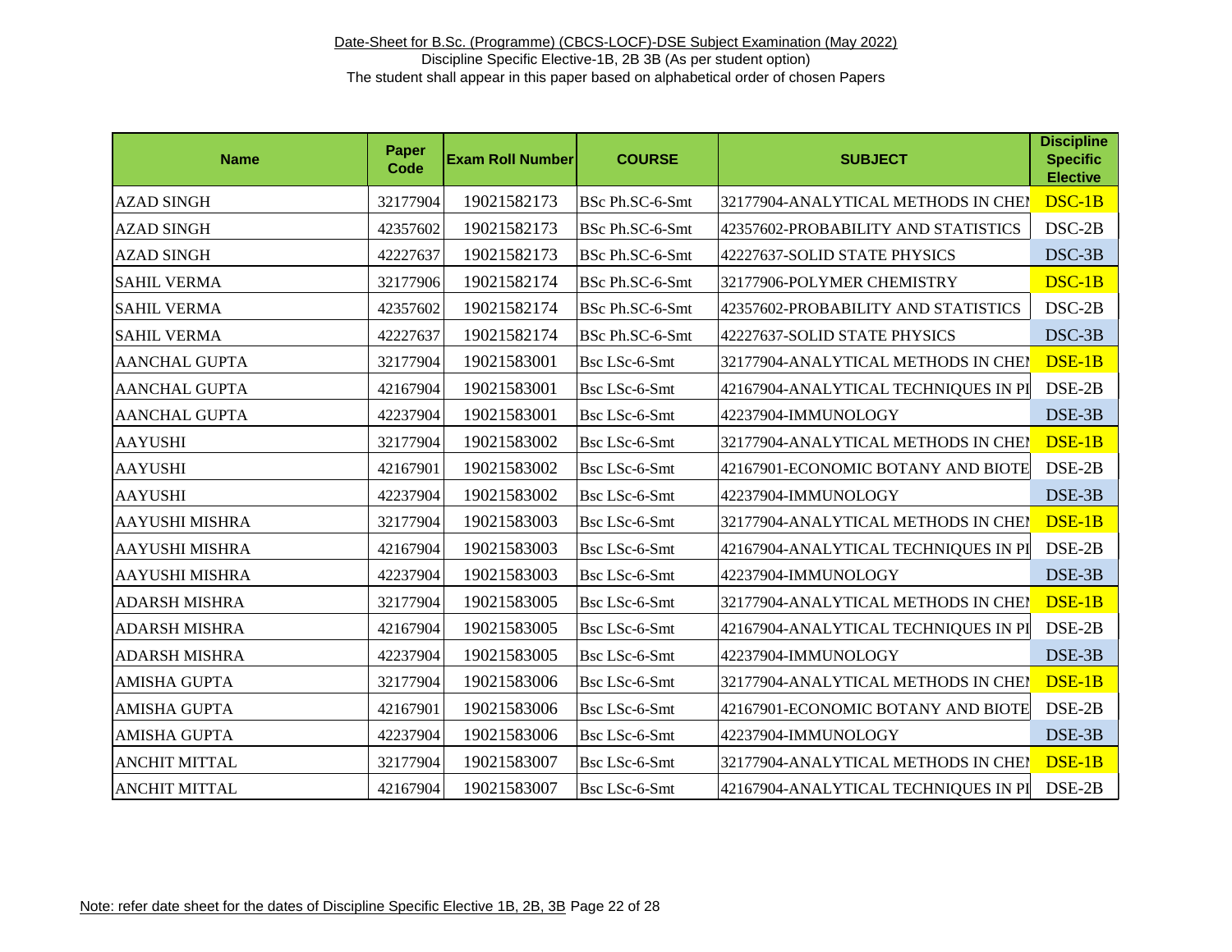Date-Sheet for B.Sc. (Programme) (CBCS-LOCF)-DSE Subject Examination (May 2022)

Discipline Specific Elective-1B, 2B 3B (As per student option)

The student shall appear in this paper based on alphabetical order of chosen Papers

| Name | Paper Code | Exam Roll Number | COURSE | SUBJECT | Discipline Specific Elective |
|---|---|---|---|---|---|
| AZAD SINGH | 32177904 | 19021582173 | BSc Ph.SC-6-Smt | 32177904-ANALYTICAL METHODS IN CHEI | DSC-1B |
| AZAD SINGH | 42357602 | 19021582173 | BSc Ph.SC-6-Smt | 42357602-PROBABILITY AND STATISTICS | DSC-2B |
| AZAD SINGH | 42227637 | 19021582173 | BSc Ph.SC-6-Smt | 42227637-SOLID STATE PHYSICS | DSC-3B |
| SAHIL VERMA | 32177906 | 19021582174 | BSc Ph.SC-6-Smt | 32177906-POLYMER CHEMISTRY | DSC-1B |
| SAHIL VERMA | 42357602 | 19021582174 | BSc Ph.SC-6-Smt | 42357602-PROBABILITY AND STATISTICS | DSC-2B |
| SAHIL VERMA | 42227637 | 19021582174 | BSc Ph.SC-6-Smt | 42227637-SOLID STATE PHYSICS | DSC-3B |
| AANCHAL GUPTA | 32177904 | 19021583001 | Bsc LSc-6-Smt | 32177904-ANALYTICAL METHODS IN CHEI | DSE-1B |
| AANCHAL GUPTA | 42167904 | 19021583001 | Bsc LSc-6-Smt | 42167904-ANALYTICAL TECHNIQUES IN PI | DSE-2B |
| AANCHAL GUPTA | 42237904 | 19021583001 | Bsc LSc-6-Smt | 42237904-IMMUNOLOGY | DSE-3B |
| AAYUSHI | 32177904 | 19021583002 | Bsc LSc-6-Smt | 32177904-ANALYTICAL METHODS IN CHEI | DSE-1B |
| AAYUSHI | 42167901 | 19021583002 | Bsc LSc-6-Smt | 42167901-ECONOMIC BOTANY AND BIOTE | DSE-2B |
| AAYUSHI | 42237904 | 19021583002 | Bsc LSc-6-Smt | 42237904-IMMUNOLOGY | DSE-3B |
| AAYUSHI MISHRA | 32177904 | 19021583003 | Bsc LSc-6-Smt | 32177904-ANALYTICAL METHODS IN CHEI | DSE-1B |
| AAYUSHI MISHRA | 42167904 | 19021583003 | Bsc LSc-6-Smt | 42167904-ANALYTICAL TECHNIQUES IN PI | DSE-2B |
| AAYUSHI MISHRA | 42237904 | 19021583003 | Bsc LSc-6-Smt | 42237904-IMMUNOLOGY | DSE-3B |
| ADARSH MISHRA | 32177904 | 19021583005 | Bsc LSc-6-Smt | 32177904-ANALYTICAL METHODS IN CHEI | DSE-1B |
| ADARSH MISHRA | 42167904 | 19021583005 | Bsc LSc-6-Smt | 42167904-ANALYTICAL TECHNIQUES IN PI | DSE-2B |
| ADARSH MISHRA | 42237904 | 19021583005 | Bsc LSc-6-Smt | 42237904-IMMUNOLOGY | DSE-3B |
| AMISHA GUPTA | 32177904 | 19021583006 | Bsc LSc-6-Smt | 32177904-ANALYTICAL METHODS IN CHEI | DSE-1B |
| AMISHA GUPTA | 42167901 | 19021583006 | Bsc LSc-6-Smt | 42167901-ECONOMIC BOTANY AND BIOTE | DSE-2B |
| AMISHA GUPTA | 42237904 | 19021583006 | Bsc LSc-6-Smt | 42237904-IMMUNOLOGY | DSE-3B |
| ANCHIT MITTAL | 32177904 | 19021583007 | Bsc LSc-6-Smt | 32177904-ANALYTICAL METHODS IN CHEI | DSE-1B |
| ANCHIT MITTAL | 42167904 | 19021583007 | Bsc LSc-6-Smt | 42167904-ANALYTICAL TECHNIQUES IN PI | DSE-2B |

Note: refer date sheet for the dates of Discipline Specific Elective 1B, 2B, 3B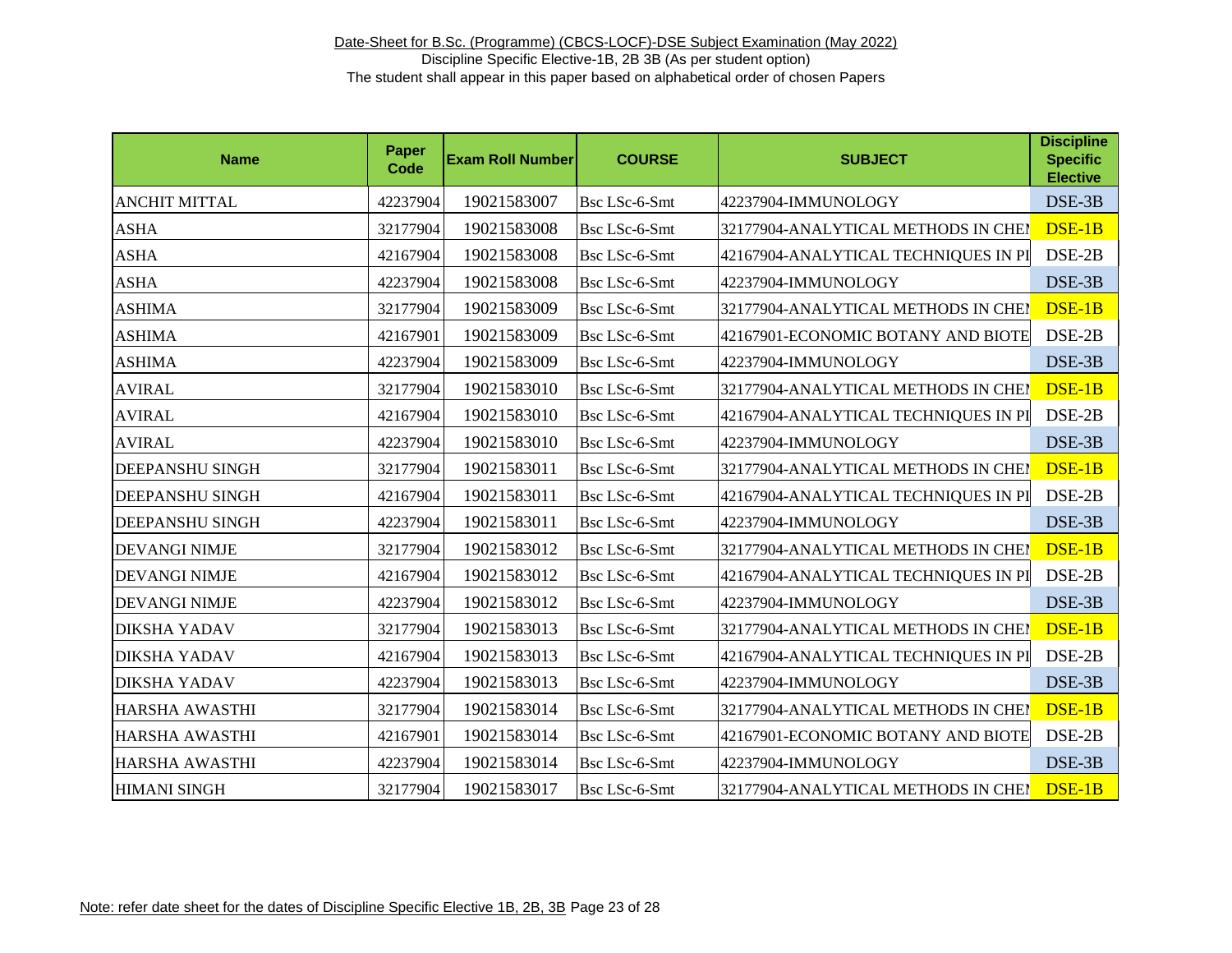Date-Sheet for B.Sc. (Programme) (CBCS-LOCF)-DSE Subject Examination (May 2022)

Discipline Specific Elective-1B, 2B 3B (As per student option)

The student shall appear in this paper based on alphabetical order of chosen Papers

| Name | Paper Code | Exam Roll Number | COURSE | SUBJECT | Discipline Specific Elective |
|---|---|---|---|---|---|
| ANCHIT MITTAL | 42237904 | 19021583007 | Bsc LSc-6-Smt | 42237904-IMMUNOLOGY | DSE-3B |
| ASHA | 32177904 | 19021583008 | Bsc LSc-6-Smt | 32177904-ANALYTICAL METHODS IN CHEI | DSE-1B |
| ASHA | 42167904 | 19021583008 | Bsc LSc-6-Smt | 42167904-ANALYTICAL TECHNIQUES IN PI | DSE-2B |
| ASHA | 42237904 | 19021583008 | Bsc LSc-6-Smt | 42237904-IMMUNOLOGY | DSE-3B |
| ASHIMA | 32177904 | 19021583009 | Bsc LSc-6-Smt | 32177904-ANALYTICAL METHODS IN CHEI | DSE-1B |
| ASHIMA | 42167901 | 19021583009 | Bsc LSc-6-Smt | 42167901-ECONOMIC BOTANY AND BIOTE | DSE-2B |
| ASHIMA | 42237904 | 19021583009 | Bsc LSc-6-Smt | 42237904-IMMUNOLOGY | DSE-3B |
| AVIRAL | 32177904 | 19021583010 | Bsc LSc-6-Smt | 32177904-ANALYTICAL METHODS IN CHEI | DSE-1B |
| AVIRAL | 42167904 | 19021583010 | Bsc LSc-6-Smt | 42167904-ANALYTICAL TECHNIQUES IN PI | DSE-2B |
| AVIRAL | 42237904 | 19021583010 | Bsc LSc-6-Smt | 42237904-IMMUNOLOGY | DSE-3B |
| DEEPANSHU SINGH | 32177904 | 19021583011 | Bsc LSc-6-Smt | 32177904-ANALYTICAL METHODS IN CHEI | DSE-1B |
| DEEPANSHU SINGH | 42167904 | 19021583011 | Bsc LSc-6-Smt | 42167904-ANALYTICAL TECHNIQUES IN PI | DSE-2B |
| DEEPANSHU SINGH | 42237904 | 19021583011 | Bsc LSc-6-Smt | 42237904-IMMUNOLOGY | DSE-3B |
| DEVANGI NIMJE | 32177904 | 19021583012 | Bsc LSc-6-Smt | 32177904-ANALYTICAL METHODS IN CHEI | DSE-1B |
| DEVANGI NIMJE | 42167904 | 19021583012 | Bsc LSc-6-Smt | 42167904-ANALYTICAL TECHNIQUES IN PI | DSE-2B |
| DEVANGI NIMJE | 42237904 | 19021583012 | Bsc LSc-6-Smt | 42237904-IMMUNOLOGY | DSE-3B |
| DIKSHA YADAV | 32177904 | 19021583013 | Bsc LSc-6-Smt | 32177904-ANALYTICAL METHODS IN CHEI | DSE-1B |
| DIKSHA YADAV | 42167904 | 19021583013 | Bsc LSc-6-Smt | 42167904-ANALYTICAL TECHNIQUES IN PI | DSE-2B |
| DIKSHA YADAV | 42237904 | 19021583013 | Bsc LSc-6-Smt | 42237904-IMMUNOLOGY | DSE-3B |
| HARSHA AWASTHI | 32177904 | 19021583014 | Bsc LSc-6-Smt | 32177904-ANALYTICAL METHODS IN CHEI | DSE-1B |
| HARSHA AWASTHI | 42167901 | 19021583014 | Bsc LSc-6-Smt | 42167901-ECONOMIC BOTANY AND BIOTE | DSE-2B |
| HARSHA AWASTHI | 42237904 | 19021583014 | Bsc LSc-6-Smt | 42237904-IMMUNOLOGY | DSE-3B |
| HIMANI SINGH | 32177904 | 19021583017 | Bsc LSc-6-Smt | 32177904-ANALYTICAL METHODS IN CHEI | DSE-1B |

Note: refer date sheet for the dates of Discipline Specific Elective 1B, 2B, 3B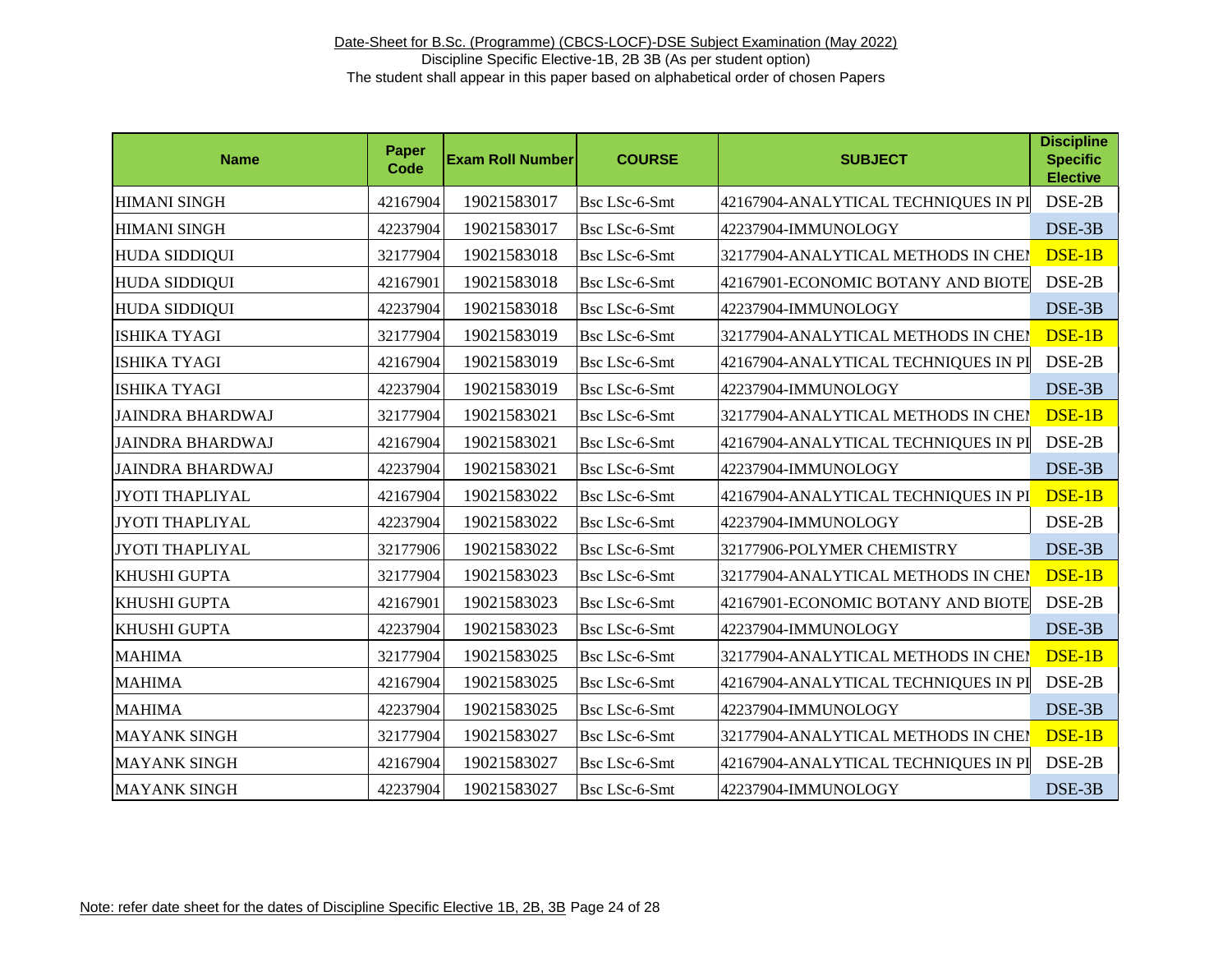Date-Sheet for B.Sc. (Programme) (CBCS-LOCF)-DSE Subject Examination (May 2022)

Discipline Specific Elective-1B, 2B 3B (As per student option)

The student shall appear in this paper based on alphabetical order of chosen Papers

| Name | Paper Code | Exam Roll Number | COURSE | SUBJECT | Discipline Specific Elective |
|---|---|---|---|---|---|
| HIMANI SINGH | 42167904 | 19021583017 | Bsc LSc-6-Smt | 42167904-ANALYTICAL TECHNIQUES IN PI | DSE-2B |
| HIMANI SINGH | 42237904 | 19021583017 | Bsc LSc-6-Smt | 42237904-IMMUNOLOGY | DSE-3B |
| HUDA SIDDIQUI | 32177904 | 19021583018 | Bsc LSc-6-Smt | 32177904-ANALYTICAL METHODS IN CHEI | DSE-1B |
| HUDA SIDDIQUI | 42167901 | 19021583018 | Bsc LSc-6-Smt | 42167901-ECONOMIC BOTANY AND BIOTE | DSE-2B |
| HUDA SIDDIQUI | 42237904 | 19021583018 | Bsc LSc-6-Smt | 42237904-IMMUNOLOGY | DSE-3B |
| ISHIKA TYAGI | 32177904 | 19021583019 | Bsc LSc-6-Smt | 32177904-ANALYTICAL METHODS IN CHEI | DSE-1B |
| ISHIKA TYAGI | 42167904 | 19021583019 | Bsc LSc-6-Smt | 42167904-ANALYTICAL TECHNIQUES IN PI | DSE-2B |
| ISHIKA TYAGI | 42237904 | 19021583019 | Bsc LSc-6-Smt | 42237904-IMMUNOLOGY | DSE-3B |
| JAINDRA BHARDWAJ | 32177904 | 19021583021 | Bsc LSc-6-Smt | 32177904-ANALYTICAL METHODS IN CHEI | DSE-1B |
| JAINDRA BHARDWAJ | 42167904 | 19021583021 | Bsc LSc-6-Smt | 42167904-ANALYTICAL TECHNIQUES IN PI | DSE-2B |
| JAINDRA BHARDWAJ | 42237904 | 19021583021 | Bsc LSc-6-Smt | 42237904-IMMUNOLOGY | DSE-3B |
| JYOTI THAPLIYAL | 42167904 | 19021583022 | Bsc LSc-6-Smt | 42167904-ANALYTICAL TECHNIQUES IN PI | DSE-1B |
| JYOTI THAPLIYAL | 42237904 | 19021583022 | Bsc LSc-6-Smt | 42237904-IMMUNOLOGY | DSE-2B |
| JYOTI THAPLIYAL | 32177906 | 19021583022 | Bsc LSc-6-Smt | 32177906-POLYMER CHEMISTRY | DSE-3B |
| KHUSHI GUPTA | 32177904 | 19021583023 | Bsc LSc-6-Smt | 32177904-ANALYTICAL METHODS IN CHEI | DSE-1B |
| KHUSHI GUPTA | 42167901 | 19021583023 | Bsc LSc-6-Smt | 42167901-ECONOMIC BOTANY AND BIOTE | DSE-2B |
| KHUSHI GUPTA | 42237904 | 19021583023 | Bsc LSc-6-Smt | 42237904-IMMUNOLOGY | DSE-3B |
| MAHIMA | 32177904 | 19021583025 | Bsc LSc-6-Smt | 32177904-ANALYTICAL METHODS IN CHEI | DSE-1B |
| MAHIMA | 42167904 | 19021583025 | Bsc LSc-6-Smt | 42167904-ANALYTICAL TECHNIQUES IN PI | DSE-2B |
| MAHIMA | 42237904 | 19021583025 | Bsc LSc-6-Smt | 42237904-IMMUNOLOGY | DSE-3B |
| MAYANK SINGH | 32177904 | 19021583027 | Bsc LSc-6-Smt | 32177904-ANALYTICAL METHODS IN CHEI | DSE-1B |
| MAYANK SINGH | 42167904 | 19021583027 | Bsc LSc-6-Smt | 42167904-ANALYTICAL TECHNIQUES IN PI | DSE-2B |
| MAYANK SINGH | 42237904 | 19021583027 | Bsc LSc-6-Smt | 42237904-IMMUNOLOGY | DSE-3B |

Note: refer date sheet for the dates of Discipline Specific Elective 1B, 2B, 3B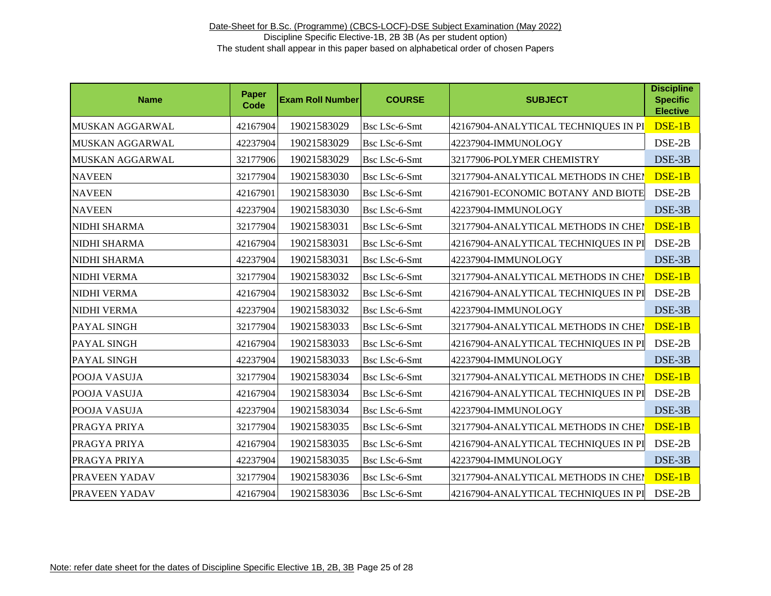Date-Sheet for B.Sc. (Programme) (CBCS-LOCF)-DSE Subject Examination (May 2022)

Discipline Specific Elective-1B, 2B 3B (As per student option)

The student shall appear in this paper based on alphabetical order of chosen Papers

| Name | Paper Code | Exam Roll Number | COURSE | SUBJECT | Discipline Specific Elective |
|---|---|---|---|---|---|
| MUSKAN AGGARWAL | 42167904 | 19021583029 | Bsc LSc-6-Smt | 42167904-ANALYTICAL TECHNIQUES IN PI | DSE-1B |
| MUSKAN AGGARWAL | 42237904 | 19021583029 | Bsc LSc-6-Smt | 42237904-IMMUNOLOGY | DSE-2B |
| MUSKAN AGGARWAL | 32177906 | 19021583029 | Bsc LSc-6-Smt | 32177906-POLYMER CHEMISTRY | DSE-3B |
| NAVEEN | 32177904 | 19021583030 | Bsc LSc-6-Smt | 32177904-ANALYTICAL METHODS IN CHEI | DSE-1B |
| NAVEEN | 42167901 | 19021583030 | Bsc LSc-6-Smt | 42167901-ECONOMIC BOTANY AND BIOTE | DSE-2B |
| NAVEEN | 42237904 | 19021583030 | Bsc LSc-6-Smt | 42237904-IMMUNOLOGY | DSE-3B |
| NIDHI SHARMA | 32177904 | 19021583031 | Bsc LSc-6-Smt | 32177904-ANALYTICAL METHODS IN CHEI | DSE-1B |
| NIDHI SHARMA | 42167904 | 19021583031 | Bsc LSc-6-Smt | 42167904-ANALYTICAL TECHNIQUES IN PI | DSE-2B |
| NIDHI SHARMA | 42237904 | 19021583031 | Bsc LSc-6-Smt | 42237904-IMMUNOLOGY | DSE-3B |
| NIDHI VERMA | 32177904 | 19021583032 | Bsc LSc-6-Smt | 32177904-ANALYTICAL METHODS IN CHEI | DSE-1B |
| NIDHI VERMA | 42167904 | 19021583032 | Bsc LSc-6-Smt | 42167904-ANALYTICAL TECHNIQUES IN PI | DSE-2B |
| NIDHI VERMA | 42237904 | 19021583032 | Bsc LSc-6-Smt | 42237904-IMMUNOLOGY | DSE-3B |
| PAYAL SINGH | 32177904 | 19021583033 | Bsc LSc-6-Smt | 32177904-ANALYTICAL METHODS IN CHEI | DSE-1B |
| PAYAL SINGH | 42167904 | 19021583033 | Bsc LSc-6-Smt | 42167904-ANALYTICAL TECHNIQUES IN PI | DSE-2B |
| PAYAL SINGH | 42237904 | 19021583033 | Bsc LSc-6-Smt | 42237904-IMMUNOLOGY | DSE-3B |
| POOJA VASUJA | 32177904 | 19021583034 | Bsc LSc-6-Smt | 32177904-ANALYTICAL METHODS IN CHEI | DSE-1B |
| POOJA VASUJA | 42167904 | 19021583034 | Bsc LSc-6-Smt | 42167904-ANALYTICAL TECHNIQUES IN PI | DSE-2B |
| POOJA VASUJA | 42237904 | 19021583034 | Bsc LSc-6-Smt | 42237904-IMMUNOLOGY | DSE-3B |
| PRAGYA PRIYA | 32177904 | 19021583035 | Bsc LSc-6-Smt | 32177904-ANALYTICAL METHODS IN CHEI | DSE-1B |
| PRAGYA PRIYA | 42167904 | 19021583035 | Bsc LSc-6-Smt | 42167904-ANALYTICAL TECHNIQUES IN PI | DSE-2B |
| PRAGYA PRIYA | 42237904 | 19021583035 | Bsc LSc-6-Smt | 42237904-IMMUNOLOGY | DSE-3B |
| PRAVEEN YADAV | 32177904 | 19021583036 | Bsc LSc-6-Smt | 32177904-ANALYTICAL METHODS IN CHEI | DSE-1B |
| PRAVEEN YADAV | 42167904 | 19021583036 | Bsc LSc-6-Smt | 42167904-ANALYTICAL TECHNIQUES IN PI | DSE-2B |

Note: refer date sheet for the dates of Discipline Specific Elective 1B, 2B, 3B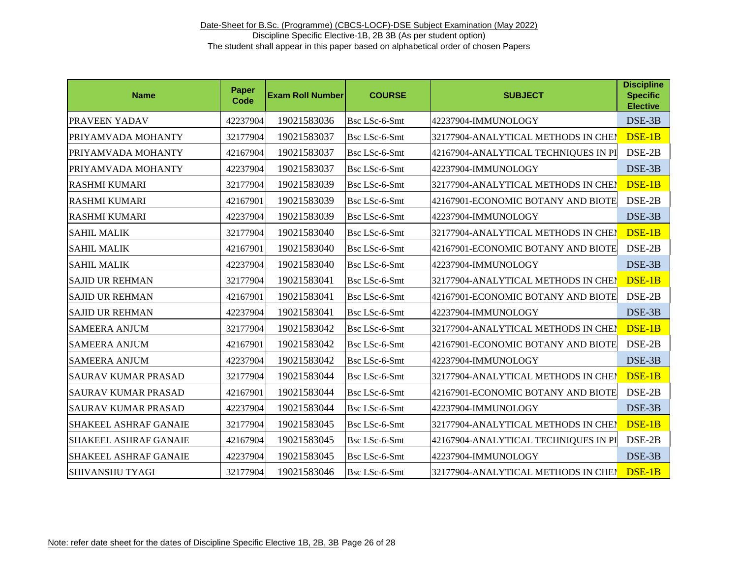Date-Sheet for B.Sc. (Programme) (CBCS-LOCF)-DSE Subject Examination (May 2022)

Discipline Specific Elective-1B, 2B 3B (As per student option)

The student shall appear in this paper based on alphabetical order of chosen Papers

| Name | Paper Code | Exam Roll Number | COURSE | SUBJECT | Discipline Specific Elective |
|---|---|---|---|---|---|
| PRAVEEN YADAV | 42237904 | 19021583036 | Bsc LSc-6-Smt | 42237904-IMMUNOLOGY | DSE-3B |
| PRIYAMVADA MOHANTY | 32177904 | 19021583037 | Bsc LSc-6-Smt | 32177904-ANALYTICAL METHODS IN CHEI | DSE-1B |
| PRIYAMVADA MOHANTY | 42167904 | 19021583037 | Bsc LSc-6-Smt | 42167904-ANALYTICAL TECHNIQUES IN PI | DSE-2B |
| PRIYAMVADA MOHANTY | 42237904 | 19021583037 | Bsc LSc-6-Smt | 42237904-IMMUNOLOGY | DSE-3B |
| RASHMI KUMARI | 32177904 | 19021583039 | Bsc LSc-6-Smt | 32177904-ANALYTICAL METHODS IN CHEI | DSE-1B |
| RASHMI KUMARI | 42167901 | 19021583039 | Bsc LSc-6-Smt | 42167901-ECONOMIC BOTANY AND BIOTE | DSE-2B |
| RASHMI KUMARI | 42237904 | 19021583039 | Bsc LSc-6-Smt | 42237904-IMMUNOLOGY | DSE-3B |
| SAHIL MALIK | 32177904 | 19021583040 | Bsc LSc-6-Smt | 32177904-ANALYTICAL METHODS IN CHEI | DSE-1B |
| SAHIL MALIK | 42167901 | 19021583040 | Bsc LSc-6-Smt | 42167901-ECONOMIC BOTANY AND BIOTE | DSE-2B |
| SAHIL MALIK | 42237904 | 19021583040 | Bsc LSc-6-Smt | 42237904-IMMUNOLOGY | DSE-3B |
| SAJID UR REHMAN | 32177904 | 19021583041 | Bsc LSc-6-Smt | 32177904-ANALYTICAL METHODS IN CHEI | DSE-1B |
| SAJID UR REHMAN | 42167901 | 19021583041 | Bsc LSc-6-Smt | 42167901-ECONOMIC BOTANY AND BIOTE | DSE-2B |
| SAJID UR REHMAN | 42237904 | 19021583041 | Bsc LSc-6-Smt | 42237904-IMMUNOLOGY | DSE-3B |
| SAMEERA ANJUM | 32177904 | 19021583042 | Bsc LSc-6-Smt | 32177904-ANALYTICAL METHODS IN CHEI | DSE-1B |
| SAMEERA ANJUM | 42167901 | 19021583042 | Bsc LSc-6-Smt | 42167901-ECONOMIC BOTANY AND BIOTE | DSE-2B |
| SAMEERA ANJUM | 42237904 | 19021583042 | Bsc LSc-6-Smt | 42237904-IMMUNOLOGY | DSE-3B |
| SAURAV KUMAR PRASAD | 32177904 | 19021583044 | Bsc LSc-6-Smt | 32177904-ANALYTICAL METHODS IN CHEI | DSE-1B |
| SAURAV KUMAR PRASAD | 42167901 | 19021583044 | Bsc LSc-6-Smt | 42167901-ECONOMIC BOTANY AND BIOTE | DSE-2B |
| SAURAV KUMAR PRASAD | 42237904 | 19021583044 | Bsc LSc-6-Smt | 42237904-IMMUNOLOGY | DSE-3B |
| SHAKEEL ASHRAF GANAIE | 32177904 | 19021583045 | Bsc LSc-6-Smt | 32177904-ANALYTICAL METHODS IN CHEI | DSE-1B |
| SHAKEEL ASHRAF GANAIE | 42167904 | 19021583045 | Bsc LSc-6-Smt | 42167904-ANALYTICAL TECHNIQUES IN PI | DSE-2B |
| SHAKEEL ASHRAF GANAIE | 42237904 | 19021583045 | Bsc LSc-6-Smt | 42237904-IMMUNOLOGY | DSE-3B |
| SHIVANSHU TYAGI | 32177904 | 19021583046 | Bsc LSc-6-Smt | 32177904-ANALYTICAL METHODS IN CHEI | DSE-1B |

Note: refer date sheet for the dates of Discipline Specific Elective 1B, 2B, 3B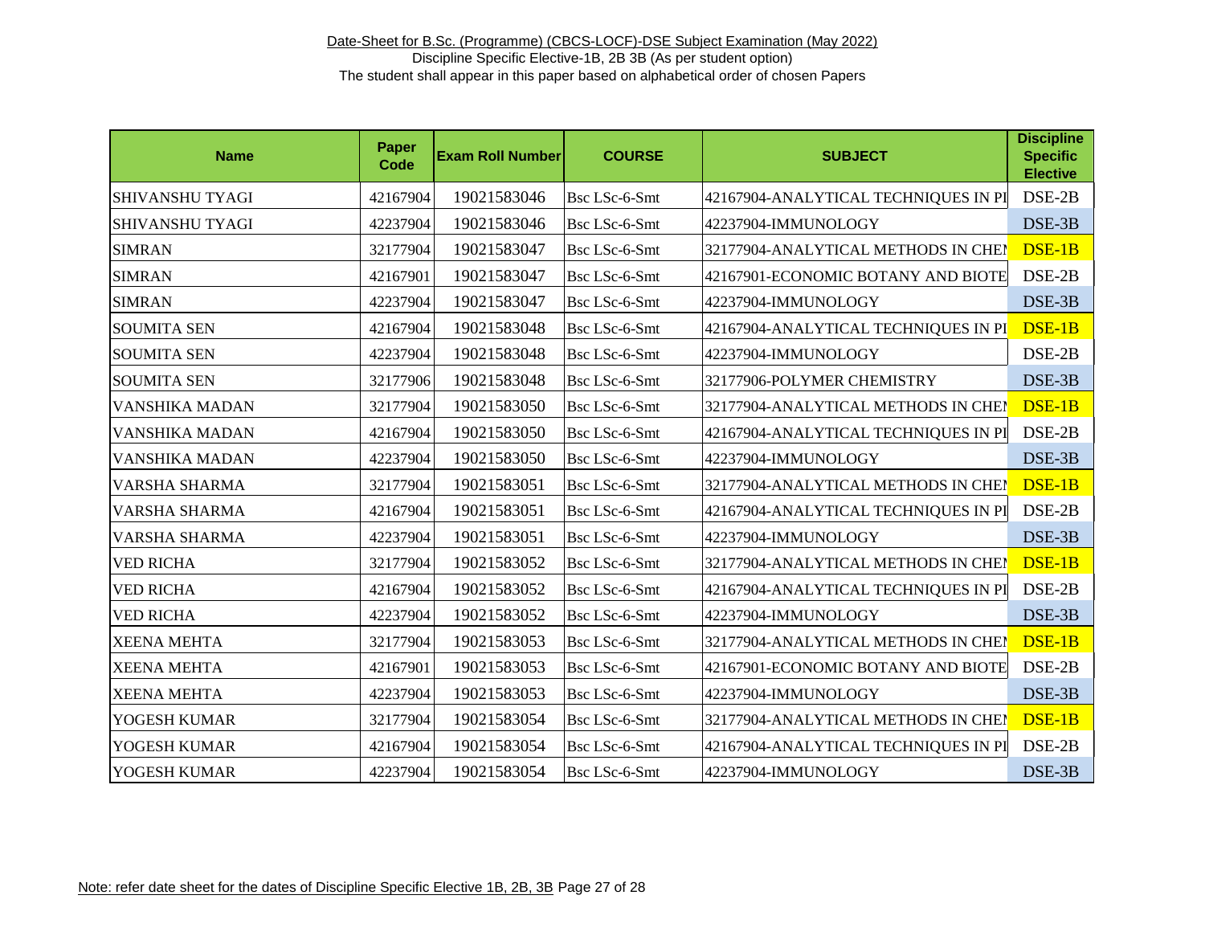Date-Sheet for B.Sc. (Programme) (CBCS-LOCF)-DSE Subject Examination (May 2022)

Discipline Specific Elective-1B, 2B 3B (As per student option)

The student shall appear in this paper based on alphabetical order of chosen Papers

| Name | Paper Code | Exam Roll Number | COURSE | SUBJECT | Discipline Specific Elective |
|---|---|---|---|---|---|
| SHIVANSHU TYAGI | 42167904 | 19021583046 | Bsc LSc-6-Smt | 42167904-ANALYTICAL TECHNIQUES IN PI | DSE-2B |
| SHIVANSHU TYAGI | 42237904 | 19021583046 | Bsc LSc-6-Smt | 42237904-IMMUNOLOGY | DSE-3B |
| SIMRAN | 32177904 | 19021583047 | Bsc LSc-6-Smt | 32177904-ANALYTICAL METHODS IN CHEI | DSE-1B |
| SIMRAN | 42167901 | 19021583047 | Bsc LSc-6-Smt | 42167901-ECONOMIC BOTANY AND BIOTE | DSE-2B |
| SIMRAN | 42237904 | 19021583047 | Bsc LSc-6-Smt | 42237904-IMMUNOLOGY | DSE-3B |
| SOUMITA SEN | 42167904 | 19021583048 | Bsc LSc-6-Smt | 42167904-ANALYTICAL TECHNIQUES IN PI | DSE-1B |
| SOUMITA SEN | 42237904 | 19021583048 | Bsc LSc-6-Smt | 42237904-IMMUNOLOGY | DSE-2B |
| SOUMITA SEN | 32177906 | 19021583048 | Bsc LSc-6-Smt | 32177906-POLYMER CHEMISTRY | DSE-3B |
| VANSHIKA MADAN | 32177904 | 19021583050 | Bsc LSc-6-Smt | 32177904-ANALYTICAL METHODS IN CHEI | DSE-1B |
| VANSHIKA MADAN | 42167904 | 19021583050 | Bsc LSc-6-Smt | 42167904-ANALYTICAL TECHNIQUES IN PI | DSE-2B |
| VANSHIKA MADAN | 42237904 | 19021583050 | Bsc LSc-6-Smt | 42237904-IMMUNOLOGY | DSE-3B |
| VARSHA SHARMA | 32177904 | 19021583051 | Bsc LSc-6-Smt | 32177904-ANALYTICAL METHODS IN CHEI | DSE-1B |
| VARSHA SHARMA | 42167904 | 19021583051 | Bsc LSc-6-Smt | 42167904-ANALYTICAL TECHNIQUES IN PI | DSE-2B |
| VARSHA SHARMA | 42237904 | 19021583051 | Bsc LSc-6-Smt | 42237904-IMMUNOLOGY | DSE-3B |
| VED RICHA | 32177904 | 19021583052 | Bsc LSc-6-Smt | 32177904-ANALYTICAL METHODS IN CHEI | DSE-1B |
| VED RICHA | 42167904 | 19021583052 | Bsc LSc-6-Smt | 42167904-ANALYTICAL TECHNIQUES IN PI | DSE-2B |
| VED RICHA | 42237904 | 19021583052 | Bsc LSc-6-Smt | 42237904-IMMUNOLOGY | DSE-3B |
| XEENA MEHTA | 32177904 | 19021583053 | Bsc LSc-6-Smt | 32177904-ANALYTICAL METHODS IN CHEI | DSE-1B |
| XEENA MEHTA | 42167901 | 19021583053 | Bsc LSc-6-Smt | 42167901-ECONOMIC BOTANY AND BIOTE | DSE-2B |
| XEENA MEHTA | 42237904 | 19021583053 | Bsc LSc-6-Smt | 42237904-IMMUNOLOGY | DSE-3B |
| YOGESH KUMAR | 32177904 | 19021583054 | Bsc LSc-6-Smt | 32177904-ANALYTICAL METHODS IN CHEI | DSE-1B |
| YOGESH KUMAR | 42167904 | 19021583054 | Bsc LSc-6-Smt | 42167904-ANALYTICAL TECHNIQUES IN PI | DSE-2B |
| YOGESH KUMAR | 42237904 | 19021583054 | Bsc LSc-6-Smt | 42237904-IMMUNOLOGY | DSE-3B |

Note: refer date sheet for the dates of Discipline Specific Elective 1B, 2B, 3B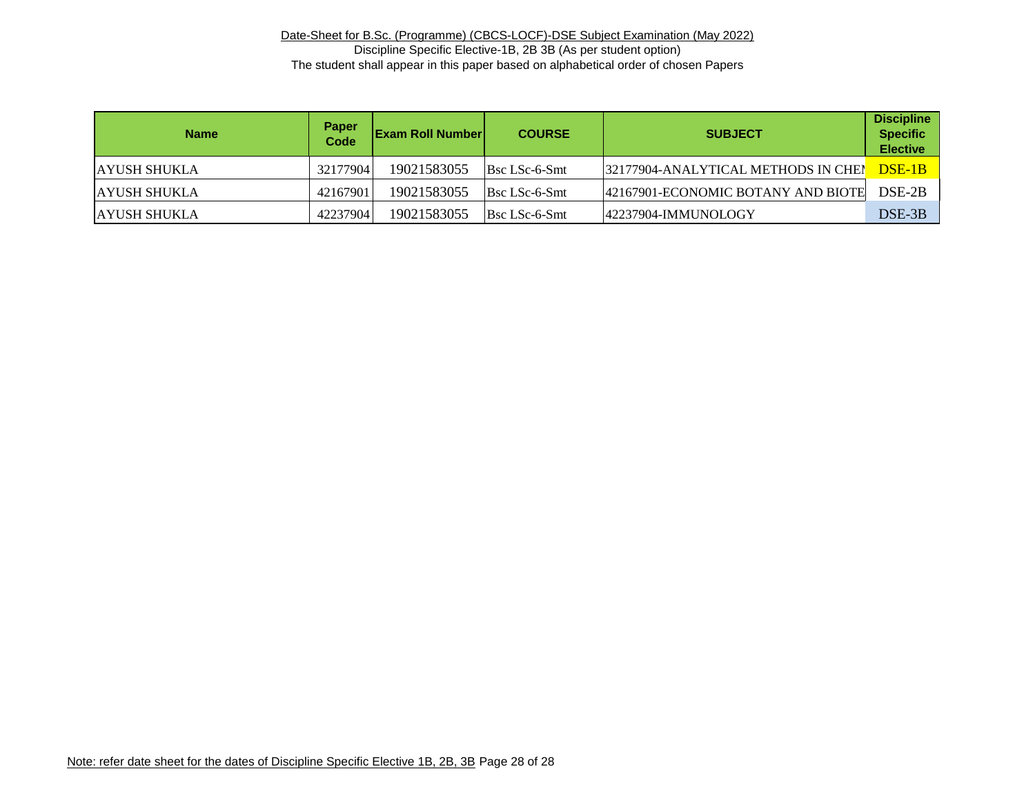Date-Sheet for B.Sc. (Programme) (CBCS-LOCF)-DSE Subject Examination (May 2022)

Discipline Specific Elective-1B, 2B 3B (As per student option)

The student shall appear in this paper based on alphabetical order of chosen Papers

| Name | Paper Code | Exam Roll Number | COURSE | SUBJECT | Discipline Specific Elective |
|---|---|---|---|---|---|
| AYUSH SHUKLA | 32177904 | 19021583055 | Bsc LSc-6-Smt | 32177904-ANALYTICAL METHODS IN CHEM | DSE-1B |
| AYUSH SHUKLA | 42167901 | 19021583055 | Bsc LSc-6-Smt | 42167901-ECONOMIC BOTANY AND BIOTE | DSE-2B |
| AYUSH SHUKLA | 42237904 | 19021583055 | Bsc LSc-6-Smt | 42237904-IMMUNOLOGY | DSE-3B |

Note: refer date sheet for the dates of Discipline Specific Elective 1B, 2B, 3B